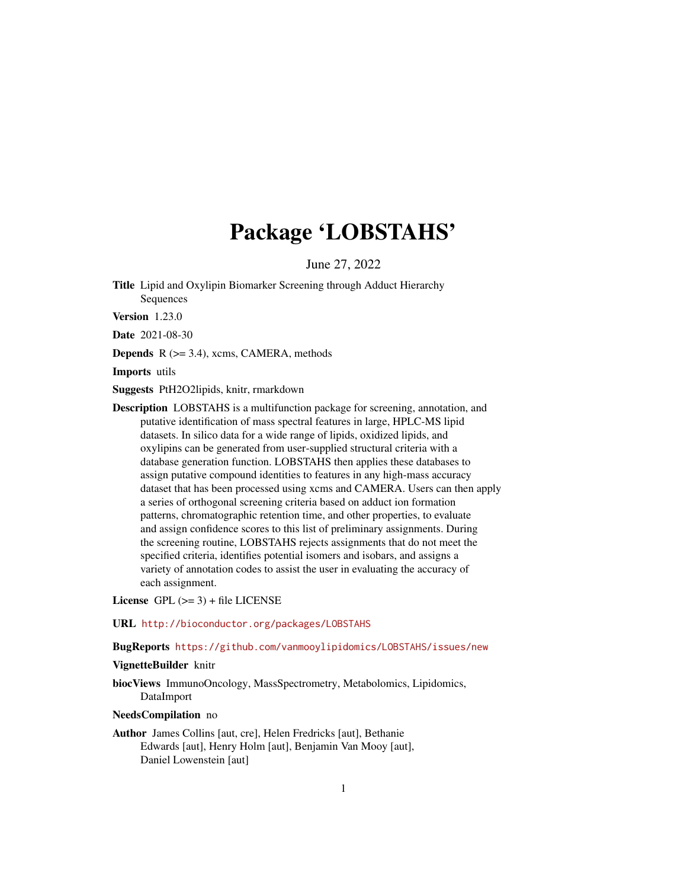# Package 'LOBSTAHS'

June 27, 2022

**Title** Lipid and Oxylipin Biomarker Screening through Adduct Hierarchy Sequences

**Version** 1.23.0

**Date** 2021-08-30

**Depends** R (>= 3.4), xcms, CAMERA, methods

**Imports** utils

**Suggests** PtH2O2lipids, knitr, rmarkdown

**Description** LOBSTAHS is a multifunction package for screening, annotation, and putative identification of mass spectral features in large, HPLC-MS lipid datasets. In silico data for a wide range of lipids, oxidized lipids, and oxylipins can be generated from user-supplied structural criteria with a database generation function. LOBSTAHS then applies these databases to assign putative compound identities to features in any high-mass accuracy dataset that has been processed using xcms and CAMERA. Users can then apply a series of orthogonal screening criteria based on adduct ion formation patterns, chromatographic retention time, and other properties, to evaluate and assign confidence scores to this list of preliminary assignments. During the screening routine, LOBSTAHS rejects assignments that do not meet the specified criteria, identifies potential isomers and isobars, and assigns a variety of annotation codes to assist the user in evaluating the accuracy of each assignment.

**License** GPL (>= 3) + file LICENSE

**URL** http://bioconductor.org/packages/LOBSTAHS

**BugReports** https://github.com/vanmooylipidomics/LOBSTAHS/issues/new

**VignetteBuilder** knitr

**biocViews** ImmunoOncology, MassSpectrometry, Metabolomics, Lipidomics, DataImport

**NeedsCompilation** no

**Author** James Collins [aut, cre], Helen Fredricks [aut], Bethanie Edwards [aut], Henry Holm [aut], Benjamin Van Mooy [aut], Daniel Lowenstein [aut]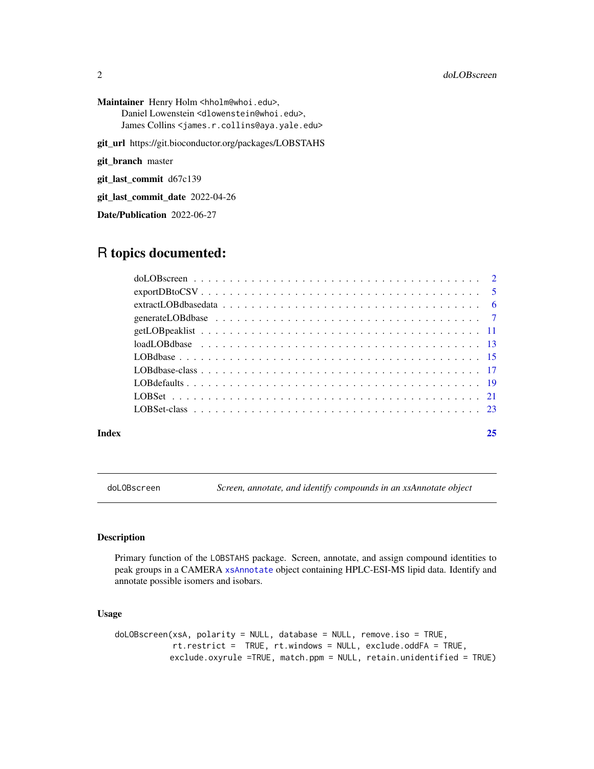**Maintainer** Henry Holm <hholm@whoi.edu>,
Daniel Lowenstein <dlowenstein@whoi.edu>,
James Collins <james.r.collins@aya.yale.edu>

**git_url** https://git.bioconductor.org/packages/LOBSTAHS

**git_branch** master

**git_last_commit** d67c139

**git_last_commit_date** 2022-04-26

**Date/Publication** 2022-06-27

# R topics documented:

| | |
|---|---|
| doLOBscreen | 2 |
| exportDBtoCSV | 5 |
| extractLOBdbasedata | 6 |
| generateLOBdbase | 7 |
| getLOBpeaklist | 11 |
| loadLOBdbase | 13 |
| LOBdbase | 15 |
| LOBdbase-class | 17 |
| LOBdefaults | 19 |
| LOBSet | 21 |
| LOBSet-class | 23 |
| **Index** | **25** |

---

doLOBscreen — *Screen, annotate, and identify compounds in an xsAnnotate object*

---

## Description

Primary function of the LOBSTAHS package. Screen, annotate, and assign compound identities to peak groups in a CAMERA xsAnnotate object containing HPLC-ESI-MS lipid data. Identify and annotate possible isomers and isobars.

## Usage

```
doLOBscreen(xsA, polarity = NULL, database = NULL, remove.iso = TRUE,
            rt.restrict =  TRUE, rt.windows = NULL, exclude.oddFA = TRUE,
           exclude.oxyrule =TRUE, match.ppm = NULL, retain.unidentified = TRUE)
```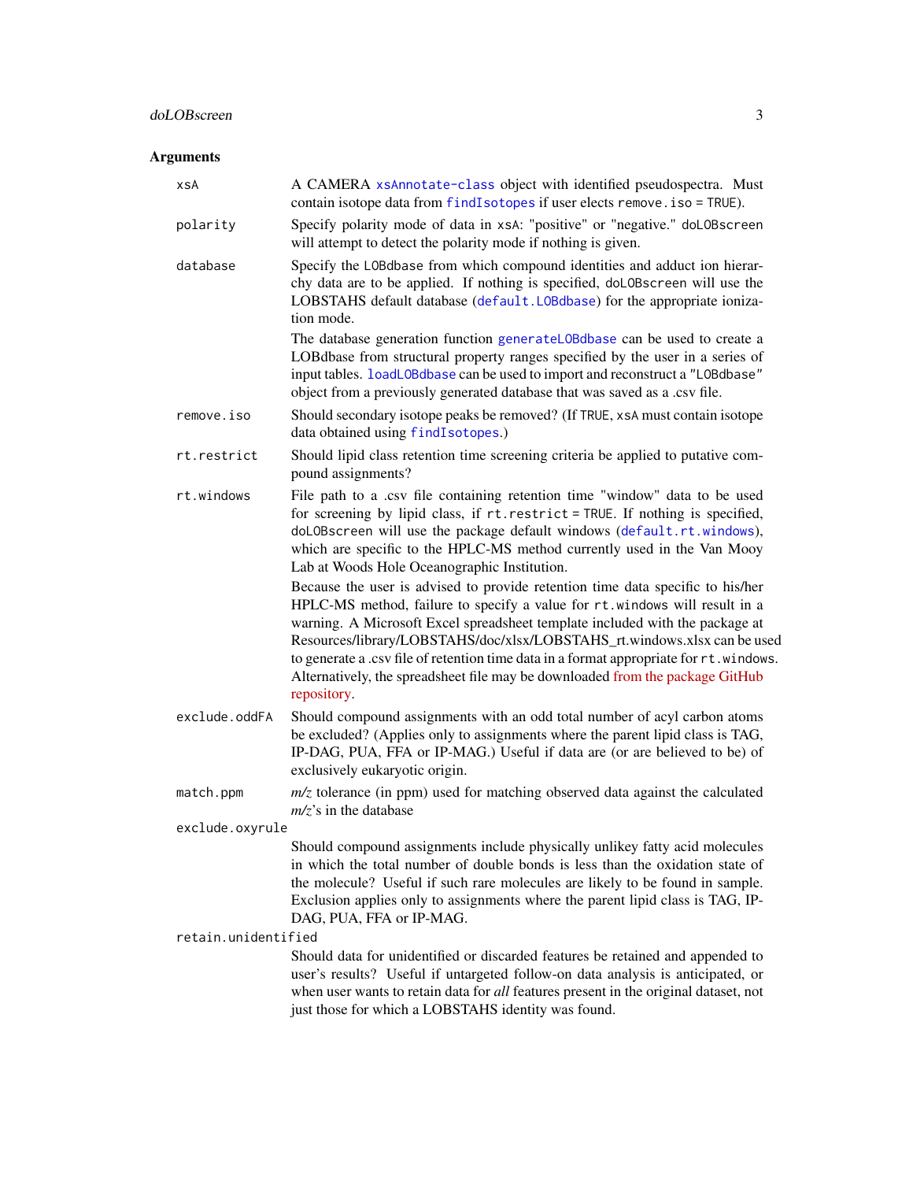## Arguments

**xsA**
A CAMERA `xsAnnotate-class` object with identified pseudospectra. Must contain isotope data from `findIsotopes` if user elects `remove.iso = TRUE`).

**polarity**
Specify polarity mode of data in `xsA`: "positive" or "negative." `doLOBscreen` will attempt to detect the polarity mode if nothing is given.

**database**
Specify the `LOBdbase` from which compound identities and adduct ion hierarchy data are to be applied. If nothing is specified, `doLOBscreen` will use the LOBSTAHS default database (`default.LOBdbase`) for the appropriate ionization mode.

The database generation function `generateLOBdbase` can be used to create a LOBdbase from structural property ranges specified by the user in a series of input tables. `loadLOBdbase` can be used to import and reconstruct a "`LOBdbase`" object from a previously generated database that was saved as a .csv file.

**remove.iso**
Should secondary isotope peaks be removed? (If `TRUE`, `xsA` must contain isotope data obtained using `findIsotopes`.)

**rt.restrict**
Should lipid class retention time screening criteria be applied to putative compound assignments?

**rt.windows**
File path to a .csv file containing retention time "window" data to be used for screening by lipid class, if `rt.restrict = TRUE`. If nothing is specified, `doLOBscreen` will use the package default windows (`default.rt.windows`), which are specific to the HPLC-MS method currently used in the Van Mooy Lab at Woods Hole Oceanographic Institution.

Because the user is advised to provide retention time data specific to his/her HPLC-MS method, failure to specify a value for `rt.windows` will result in a warning. A Microsoft Excel spreadsheet template included with the package at Resources/library/LOBSTAHS/doc/xlsx/LOBSTAHS_rt.windows.xlsx can be used to generate a .csv file of retention time data in a format appropriate for `rt.windows`. Alternatively, the spreadsheet file may be downloaded from the package GitHub repository.

**exclude.oddFA**
Should compound assignments with an odd total number of acyl carbon atoms be excluded? (Applies only to assignments where the parent lipid class is TAG, IP-DAG, PUA, FFA or IP-MAG.) Useful if data are (or are believed to be) of exclusively eukaryotic origin.

**match.ppm**
*m/z* tolerance (in ppm) used for matching observed data against the calculated *m/z*'s in the database

**exclude.oxyrule**
Should compound assignments include physically unlikey fatty acid molecules in which the total number of double bonds is less than the oxidation state of the molecule? Useful if such rare molecules are likely to be found in sample. Exclusion applies only to assignments where the parent lipid class is TAG, IP-DAG, PUA, FFA or IP-MAG.

**retain.unidentified**
Should data for unidentified or discarded features be retained and appended to user's results? Useful if untargeted follow-on data analysis is anticipated, or when user wants to retain data for *all* features present in the original dataset, not just those for which a LOBSTAHS identity was found.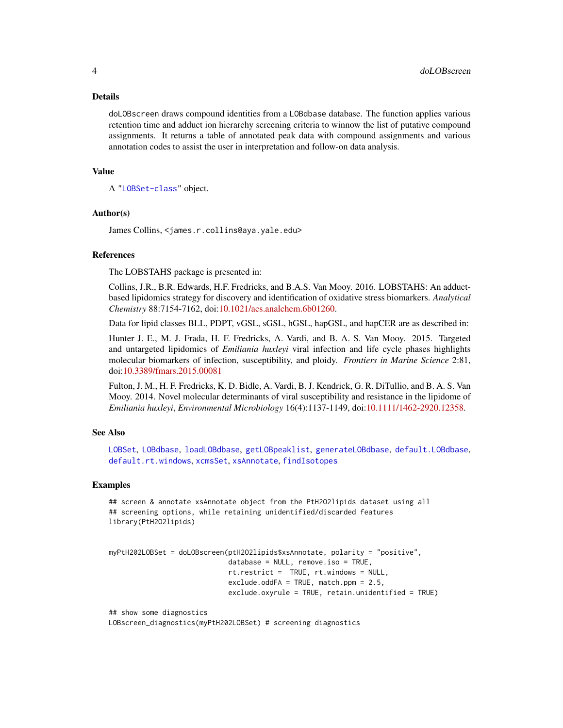## Details

`doLOBscreen` draws compound identities from a `LOBdbase` database. The function applies various retention time and adduct ion hierarchy screening criteria to winnow the list of putative compound assignments. It returns a table of annotated peak data with compound assignments and various annotation codes to assist the user in interpretation and follow-on data analysis.

## Value

A "`LOBSet-class`" object.

## Author(s)

James Collins, <james.r.collins@aya.yale.edu>

## References

The LOBSTAHS package is presented in:

Collins, J.R., B.R. Edwards, H.F. Fredricks, and B.A.S. Van Mooy. 2016. LOBSTAHS: An adduct-based lipidomics strategy for discovery and identification of oxidative stress biomarkers. *Analytical Chemistry* 88:7154-7162, doi:10.1021/acs.analchem.6b01260.

Data for lipid classes BLL, PDPT, vGSL, sGSL, hGSL, hapGSL, and hapCER are as described in:

Hunter J. E., M. J. Frada, H. F. Fredricks, A. Vardi, and B. A. S. Van Mooy. 2015. Targeted and untargeted lipidomics of *Emiliania huxleyi* viral infection and life cycle phases highlights molecular biomarkers of infection, susceptibility, and ploidy. *Frontiers in Marine Science* 2:81, doi:10.3389/fmars.2015.00081

Fulton, J. M., H. F. Fredricks, K. D. Bidle, A. Vardi, B. J. Kendrick, G. R. DiTullio, and B. A. S. Van Mooy. 2014. Novel molecular determinants of viral susceptibility and resistance in the lipidome of *Emiliania huxleyi*, *Environmental Microbiology* 16(4):1137-1149, doi:10.1111/1462-2920.12358.

## See Also

`LOBSet`, `LOBdbase`, `loadLOBdbase`, `getLOBpeaklist`, `generateLOBdbase`, `default.LOBdbase`, `default.rt.windows`, `xcmsSet`, `xsAnnotate`, `findIsotopes`

## Examples

```
## screen & annotate xsAnnotate object from the PtH2O2lipids dataset using all
## screening options, while retaining unidentified/discarded features
library(PtH2O2lipids)


myPtH2O2LOBSet = doLOBscreen(ptH2O2lipids$xsAnnotate, polarity = "positive",
                             database = NULL, remove.iso = TRUE,
                             rt.restrict =  TRUE, rt.windows = NULL,
                             exclude.oddFA = TRUE, match.ppm = 2.5,
                             exclude.oxyrule = TRUE, retain.unidentified = TRUE)

## show some diagnostics
LOBscreen_diagnostics(myPtH2O2LOBSet) # screening diagnostics
```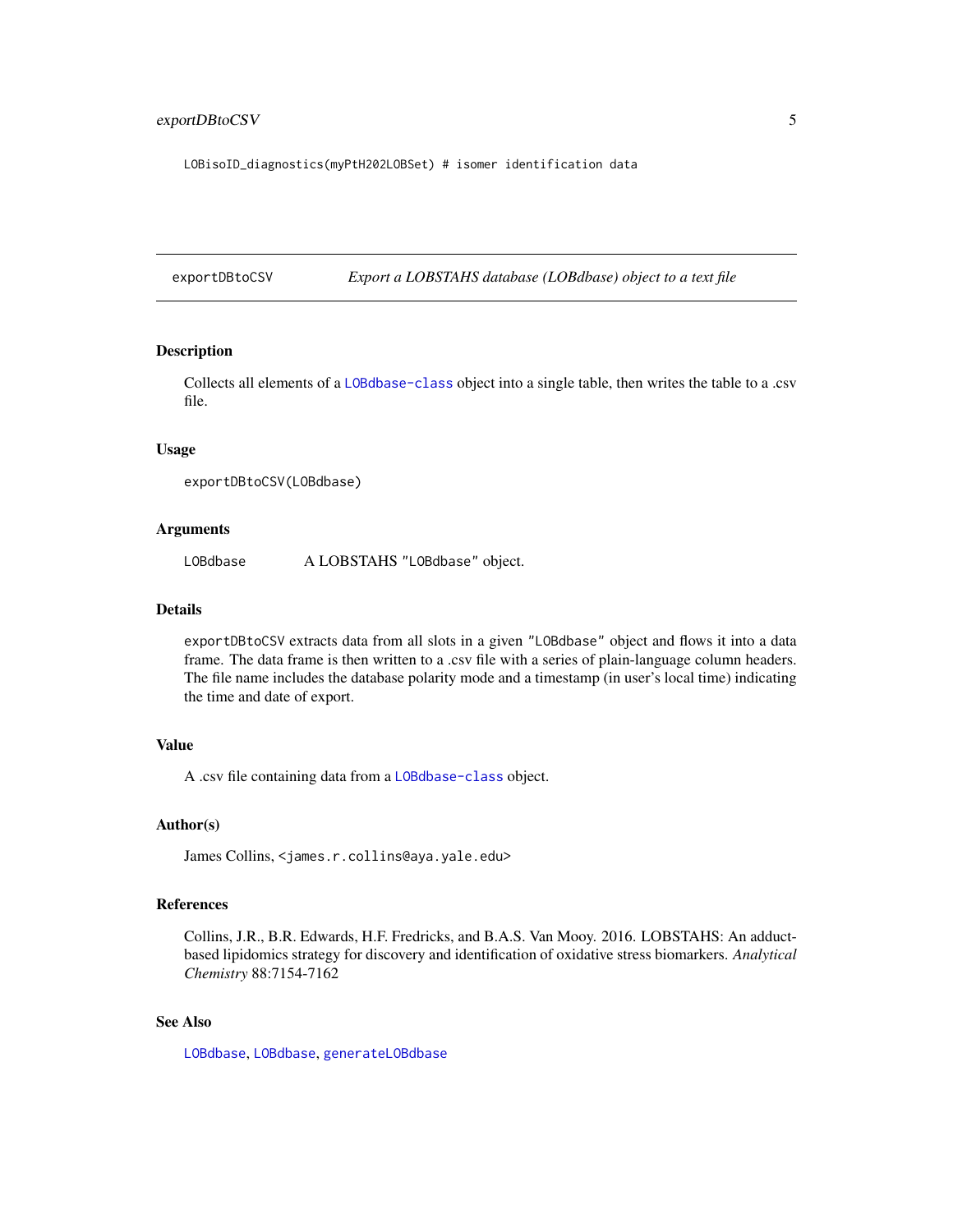```
LOBisoID_diagnostics(myPtH202LOBSet) # isomer identification data
```

---

## exportDBtoCSV *Export a LOBSTAHS database (LOBdbase) object to a text file*

### Description

Collects all elements of a `LOBdbase-class` object into a single table, then writes the table to a .csv file.

### Usage

```
exportDBtoCSV(LOBdbase)
```

### Arguments

| | |
|---|---|
| `LOBdbase` | A LOBSTAHS "`LOBdbase`" object. |

### Details

`exportDBtoCSV` extracts data from all slots in a given "`LOBdbase`" object and flows it into a data frame. The data frame is then written to a .csv file with a series of plain-language column headers. The file name includes the database polarity mode and a timestamp (in user's local time) indicating the time and date of export.

### Value

A .csv file containing data from a `LOBdbase-class` object.

### Author(s)

James Collins, `<james.r.collins@aya.yale.edu>`

### References

Collins, J.R., B.R. Edwards, H.F. Fredricks, and B.A.S. Van Mooy. 2016. LOBSTAHS: An adduct-based lipidomics strategy for discovery and identification of oxidative stress biomarkers. *Analytical Chemistry* 88:7154-7162

### See Also

`LOBdbase`, `LOBdbase`, `generateLOBdbase`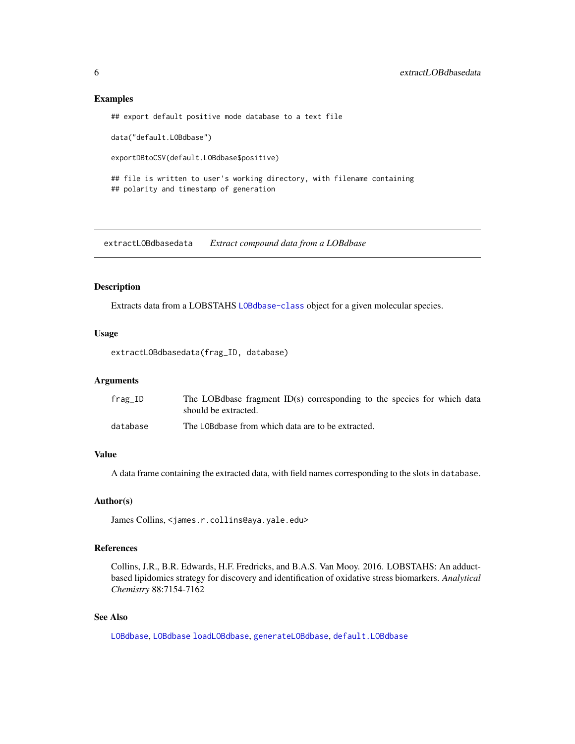## Examples

```
## export default positive mode database to a text file

data("default.LOBdbase")

exportDBtoCSV(default.LOBdbase$positive)

## file is written to user's working directory, with filename containing
## polarity and timestamp of generation
```

---

# extractLOBdbasedata *Extract compound data from a LOBdbase*

---

## Description

Extracts data from a LOBSTAHS LOBdbase-class object for a given molecular species.

## Usage

```
extractLOBdbasedata(frag_ID, database)
```

## Arguments

| | |
|---|---|
| frag_ID | The LOBdbase fragment ID(s) corresponding to the species for which data should be extracted. |
| database | The LOBdbase from which data are to be extracted. |

## Value

A data frame containing the extracted data, with field names corresponding to the slots in database.

## Author(s)

James Collins, <james.r.collins@aya.yale.edu>

## References

Collins, J.R., B.R. Edwards, H.F. Fredricks, and B.A.S. Van Mooy. 2016. LOBSTAHS: An adduct-based lipidomics strategy for discovery and identification of oxidative stress biomarkers. *Analytical Chemistry* 88:7154-7162

## See Also

LOBdbase, LOBdbase loadLOBdbase, generateLOBdbase, default.LOBdbase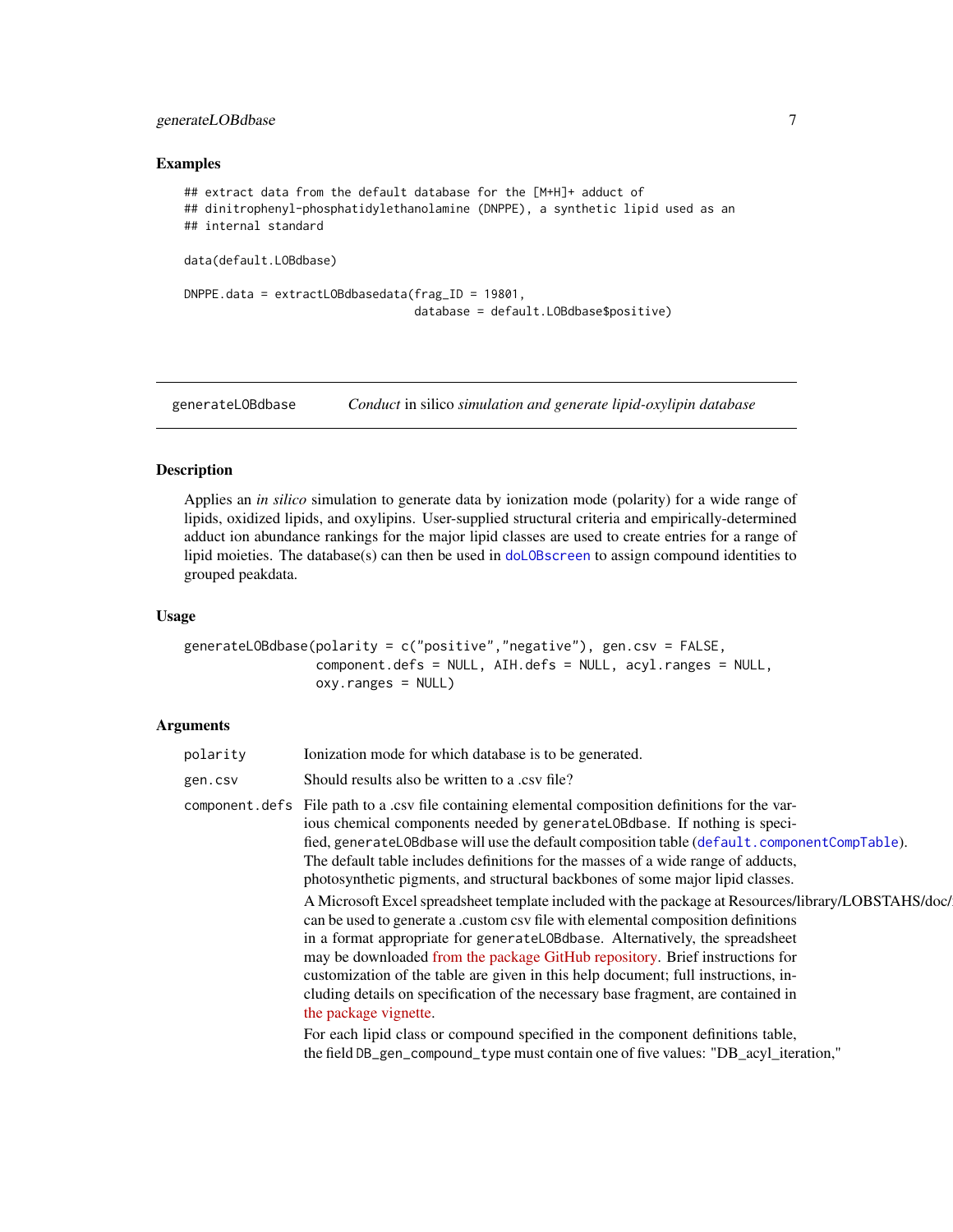## Examples

```
## extract data from the default database for the [M+H]+ adduct of
## dinitrophenyl-phosphatidylethanolamine (DNPPE), a synthetic lipid used as an
## internal standard

data(default.LOBdbase)

DNPPE.data = extractLOBdbasedata(frag_ID = 19801,
                                 database = default.LOBdbase$positive)
```

---

## generateLOBdbase — *Conduct* in silico *simulation and generate lipid-oxylipin database*

### Description

Applies an *in silico* simulation to generate data by ionization mode (polarity) for a wide range of lipids, oxidized lipids, and oxylipins. User-supplied structural criteria and empirically-determined adduct ion abundance rankings for the major lipid classes are used to create entries for a range of lipid moieties. The database(s) can then be used in doLOBscreen to assign compound identities to grouped peakdata.

### Usage

```
generateLOBdbase(polarity = c("positive","negative"), gen.csv = FALSE,
                 component.defs = NULL, AIH.defs = NULL, acyl.ranges = NULL,
                 oxy.ranges = NULL)
```

### Arguments

**polarity** — Ionization mode for which database is to be generated.

**gen.csv** — Should results also be written to a .csv file?

**component.defs** — File path to a .csv file containing elemental composition definitions for the various chemical components needed by `generateLOBdbase`. If nothing is specified, `generateLOBdbase` will use the default composition table (`default.componentCompTable`). The default table includes definitions for the masses of a wide range of adducts, photosynthetic pigments, and structural backbones of some major lipid classes.

A Microsoft Excel spreadsheet template included with the package at Resources/library/LOBSTAHS/doc/ can be used to generate a .custom csv file with elemental composition definitions in a format appropriate for `generateLOBdbase`. Alternatively, the spreadsheet may be downloaded from the package GitHub repository. Brief instructions for customization of the table are given in this help document; full instructions, including details on specification of the necessary base fragment, are contained in the package vignette.

For each lipid class or compound specified in the component definitions table, the field `DB_gen_compound_type` must contain one of five values: "DB_acyl_iteration,"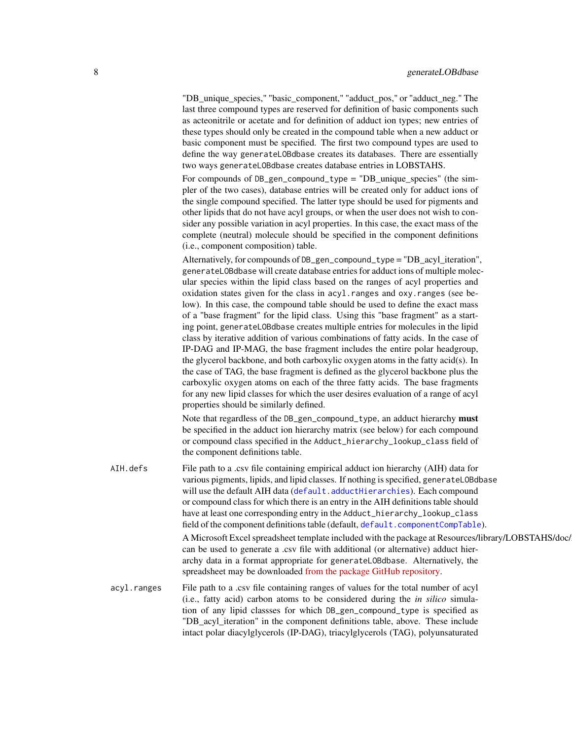"DB_unique_species," "basic_component," "adduct_pos," or "adduct_neg." The last three compound types are reserved for definition of basic components such as acteonitrile or acetate and for definition of adduct ion types; new entries of these types should only be created in the compound table when a new adduct or basic component must be specified. The first two compound types are used to define the way `generateLOBdbase` creates its databases. There are essentially two ways `generateLOBdbase` creates database entries in LOBSTAHS.

For compounds of `DB_gen_compound_type` = "DB_unique_species" (the simpler of the two cases), database entries will be created only for adduct ions of the single compound specified. The latter type should be used for pigments and other lipids that do not have acyl groups, or when the user does not wish to consider any possible variation in acyl properties. In this case, the exact mass of the complete (neutral) molecule should be specified in the component definitions (i.e., component composition) table.

Alternatively, for compounds of `DB_gen_compound_type` = "DB_acyl_iteration", `generateLOBdbase` will create database entries for adduct ions of multiple molecular species within the lipid class based on the ranges of acyl properties and oxidation states given for the class in `acyl.ranges` and `oxy.ranges` (see below). In this case, the compound table should be used to define the exact mass of a "base fragment" for the lipid class. Using this "base fragment" as a starting point, `generateLOBdbase` creates multiple entries for molecules in the lipid class by iterative addition of various combinations of fatty acids. In the case of IP-DAG and IP-MAG, the base fragment includes the entire polar headgroup, the glycerol backbone, and both carboxylic oxygen atoms in the fatty acid(s). In the case of TAG, the base fragment is defined as the glycerol backbone plus the carboxylic oxygen atoms on each of the three fatty acids. The base fragments for any new lipid classes for which the user desires evaluation of a range of acyl properties should be similarly defined.

Note that regardless of the `DB_gen_compound_type`, an adduct hierarchy **must** be specified in the adduct ion hierarchy matrix (see below) for each compound or compound class specified in the `Adduct_hierarchy_lookup_class` field of the component definitions table.

`AIH.defs` File path to a .csv file containing empirical adduct ion hierarchy (AIH) data for various pigments, lipids, and lipid classes. If nothing is specified, `generateLOBdbase` will use the default AIH data (`default.adductHierarchies`). Each compound or compound class for which there is an entry in the AIH definitions table should have at least one corresponding entry in the `Adduct_hierarchy_lookup_class` field of the component definitions table (default, `default.componentCompTable`).

A Microsoft Excel spreadsheet template included with the package at Resources/library/LOBSTAHS/doc/ can be used to generate a .csv file with additional (or alternative) adduct hierarchy data in a format appropriate for `generateLOBdbase`. Alternatively, the spreadsheet may be downloaded from the package GitHub repository.

`acyl.ranges` File path to a .csv file containing ranges of values for the total number of acyl (i.e., fatty acid) carbon atoms to be considered during the *in silico* simulation of any lipid classses for which `DB_gen_compound_type` is specified as "DB_acyl_iteration" in the component definitions table, above. These include intact polar diacylglycerols (IP-DAG), triacylglycerols (TAG), polyunsaturated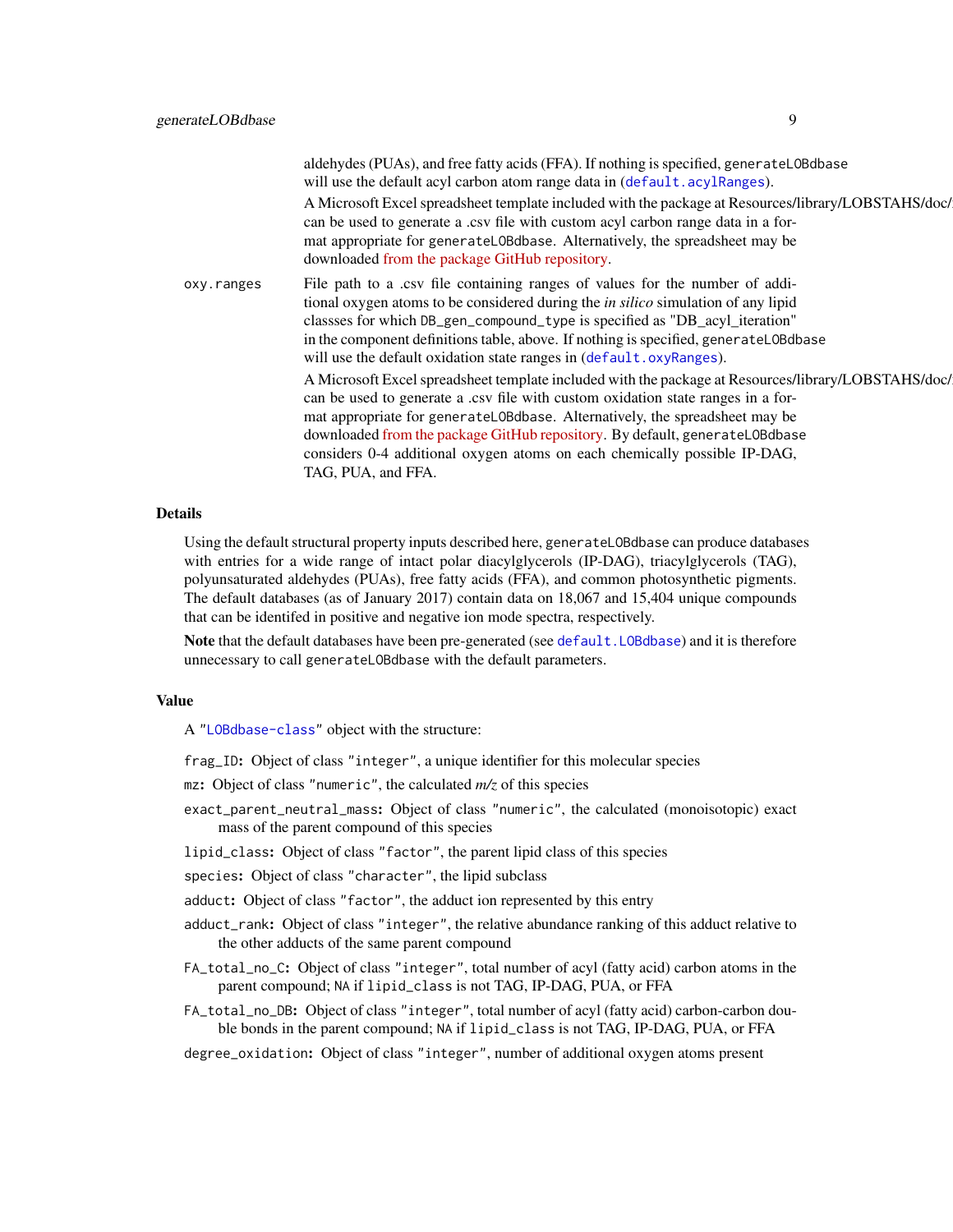aldehydes (PUAs), and free fatty acids (FFA). If nothing is specified, `generateLOBdbase` will use the default acyl carbon atom range data in (`default.acylRanges`).

A Microsoft Excel spreadsheet template included with the package at Resources/library/LOBSTAHS/doc/ can be used to generate a .csv file with custom acyl carbon range data in a format appropriate for `generateLOBdbase`. Alternatively, the spreadsheet may be downloaded from the package GitHub repository.

`oxy.ranges` File path to a .csv file containing ranges of values for the number of additional oxygen atoms to be considered during the *in silico* simulation of any lipid classses for which `DB_gen_compound_type` is specified as "DB_acyl_iteration" in the component definitions table, above. If nothing is specified, `generateLOBdbase` will use the default oxidation state ranges in (`default.oxyRanges`).

A Microsoft Excel spreadsheet template included with the package at Resources/library/LOBSTAHS/doc/ can be used to generate a .csv file with custom oxidation state ranges in a format appropriate for `generateLOBdbase`. Alternatively, the spreadsheet may be downloaded from the package GitHub repository. By default, `generateLOBdbase` considers 0-4 additional oxygen atoms on each chemically possible IP-DAG, TAG, PUA, and FFA.

## Details

Using the default structural property inputs described here, `generateLOBdbase` can produce databases with entries for a wide range of intact polar diacylglycerols (IP-DAG), triacylglycerols (TAG), polyunsaturated aldehydes (PUAs), free fatty acids (FFA), and common photosynthetic pigments. The default databases (as of January 2017) contain data on 18,067 and 15,404 unique compounds that can be identifed in positive and negative ion mode spectra, respectively.

**Note** that the default databases have been pre-generated (see `default.LOBdbase`) and it is therefore unnecessary to call `generateLOBdbase` with the default parameters.

## Value

A "`LOBdbase-class`" object with the structure:

- `frag_ID`**:** Object of class "integer", a unique identifier for this molecular species
- `mz`**:** Object of class "numeric", the calculated *m/z* of this species
- `exact_parent_neutral_mass`**:** Object of class "numeric", the calculated (monoisotopic) exact mass of the parent compound of this species
- `lipid_class`**:** Object of class "factor", the parent lipid class of this species
- `species`**:** Object of class "character", the lipid subclass
- `adduct`**:** Object of class "factor", the adduct ion represented by this entry
- `adduct_rank`**:** Object of class "integer", the relative abundance ranking of this adduct relative to the other adducts of the same parent compound
- `FA_total_no_C`**:** Object of class "integer", total number of acyl (fatty acid) carbon atoms in the parent compound; `NA` if `lipid_class` is not TAG, IP-DAG, PUA, or FFA
- `FA_total_no_DB`**:** Object of class "integer", total number of acyl (fatty acid) carbon-carbon double bonds in the parent compound; `NA` if `lipid_class` is not TAG, IP-DAG, PUA, or FFA
- `degree_oxidation`**:** Object of class "integer", number of additional oxygen atoms present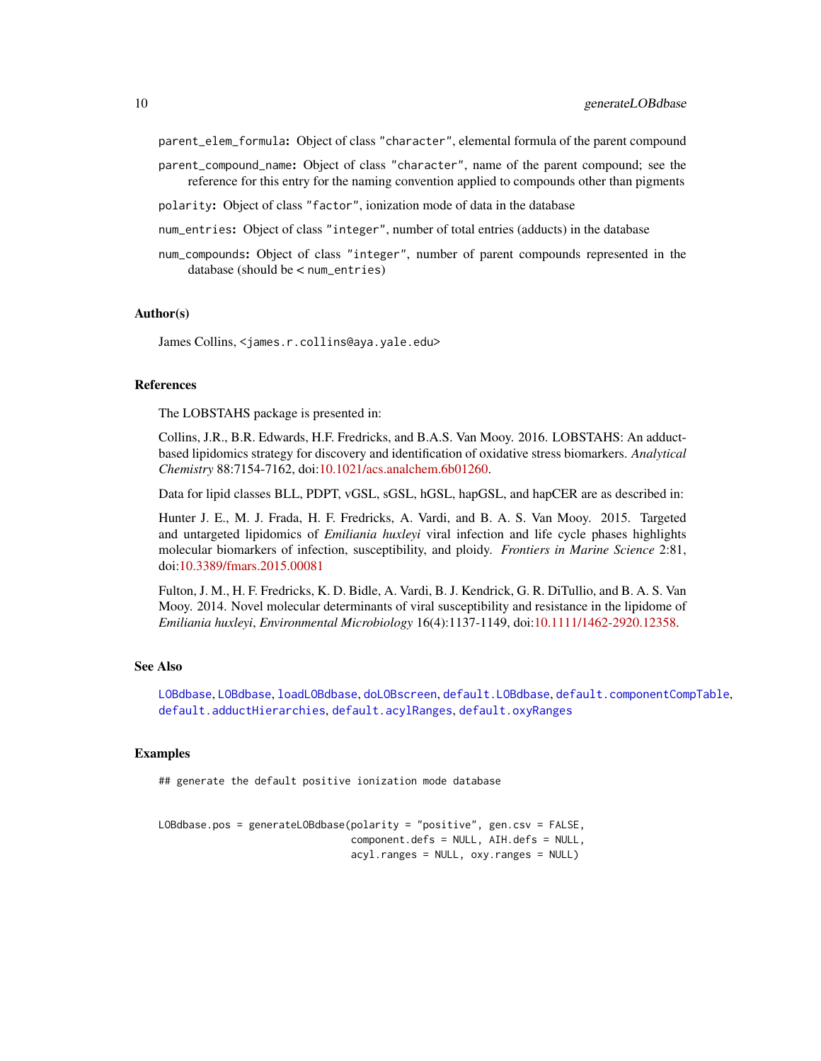parent_elem_formula: Object of class "character", elemental formula of the parent compound

parent_compound_name: Object of class "character", name of the parent compound; see the reference for this entry for the naming convention applied to compounds other than pigments

polarity: Object of class "factor", ionization mode of data in the database

num_entries: Object of class "integer", number of total entries (adducts) in the database

num_compounds: Object of class "integer", number of parent compounds represented in the database (should be < num_entries)

## Author(s)

James Collins, <james.r.collins@aya.yale.edu>

## References

The LOBSTAHS package is presented in:

Collins, J.R., B.R. Edwards, H.F. Fredricks, and B.A.S. Van Mooy. 2016. LOBSTAHS: An adduct-based lipidomics strategy for discovery and identification of oxidative stress biomarkers. *Analytical Chemistry* 88:7154-7162, doi:10.1021/acs.analchem.6b01260.

Data for lipid classes BLL, PDPT, vGSL, sGSL, hGSL, hapGSL, and hapCER are as described in:

Hunter J. E., M. J. Frada, H. F. Fredricks, A. Vardi, and B. A. S. Van Mooy. 2015. Targeted and untargeted lipidomics of *Emiliania huxleyi* viral infection and life cycle phases highlights molecular biomarkers of infection, susceptibility, and ploidy. *Frontiers in Marine Science* 2:81, doi:10.3389/fmars.2015.00081

Fulton, J. M., H. F. Fredricks, K. D. Bidle, A. Vardi, B. J. Kendrick, G. R. DiTullio, and B. A. S. Van Mooy. 2014. Novel molecular determinants of viral susceptibility and resistance in the lipidome of *Emiliania huxleyi*, *Environmental Microbiology* 16(4):1137-1149, doi:10.1111/1462-2920.12358.

## See Also

LOBdbase, LOBdbase, loadLOBdbase, doLOBscreen, default.LOBdbase, default.componentCompTable, default.adductHierarchies, default.acylRanges, default.oxyRanges

## Examples

```
## generate the default positive ionization mode database


LOBdbase.pos = generateLOBdbase(polarity = "positive", gen.csv = FALSE,
                                component.defs = NULL, AIH.defs = NULL,
                                acyl.ranges = NULL, oxy.ranges = NULL)
```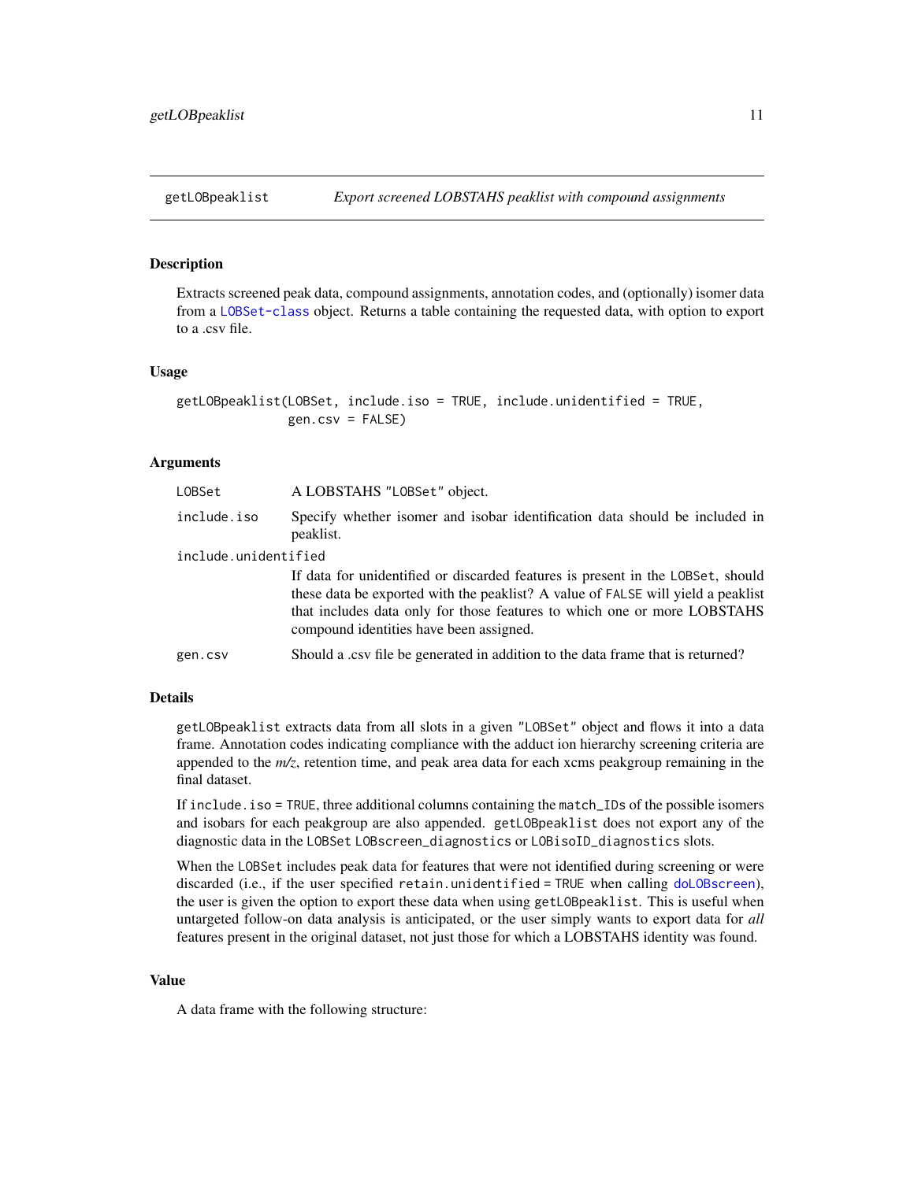## getLOBpeaklist — *Export screened LOBSTAHS peaklist with compound assignments*

### Description

Extracts screened peak data, compound assignments, annotation codes, and (optionally) isomer data from a LOBSet-class object. Returns a table containing the requested data, with option to export to a .csv file.

### Usage

```
getLOBpeaklist(LOBSet, include.iso = TRUE, include.unidentified = TRUE,
               gen.csv = FALSE)
```

### Arguments

| | |
|---|---|
| LOBSet | A LOBSTAHS "LOBSet" object. |
| include.iso | Specify whether isomer and isobar identification data should be included in peaklist. |
| include.unidentified | If data for unidentified or discarded features is present in the LOBSet, should these data be exported with the peaklist? A value of FALSE will yield a peaklist that includes data only for those features to which one or more LOBSTAHS compound identities have been assigned. |
| gen.csv | Should a .csv file be generated in addition to the data frame that is returned? |

### Details

getLOBpeaklist extracts data from all slots in a given "LOBSet" object and flows it into a data frame. Annotation codes indicating compliance with the adduct ion hierarchy screening criteria are appended to the *m/z*, retention time, and peak area data for each xcms peakgroup remaining in the final dataset.

If include.iso = TRUE, three additional columns containing the match_IDs of the possible isomers and isobars for each peakgroup are also appended. getLOBpeaklist does not export any of the diagnostic data in the LOBSet LOBscreen_diagnostics or LOBisoID_diagnostics slots.

When the LOBSet includes peak data for features that were not identified during screening or were discarded (i.e., if the user specified retain.unidentified = TRUE when calling doLOBscreen), the user is given the option to export these data when using getLOBpeaklist. This is useful when untargeted follow-on data analysis is anticipated, or the user simply wants to export data for *all* features present in the original dataset, not just those for which a LOBSTAHS identity was found.

### Value

A data frame with the following structure: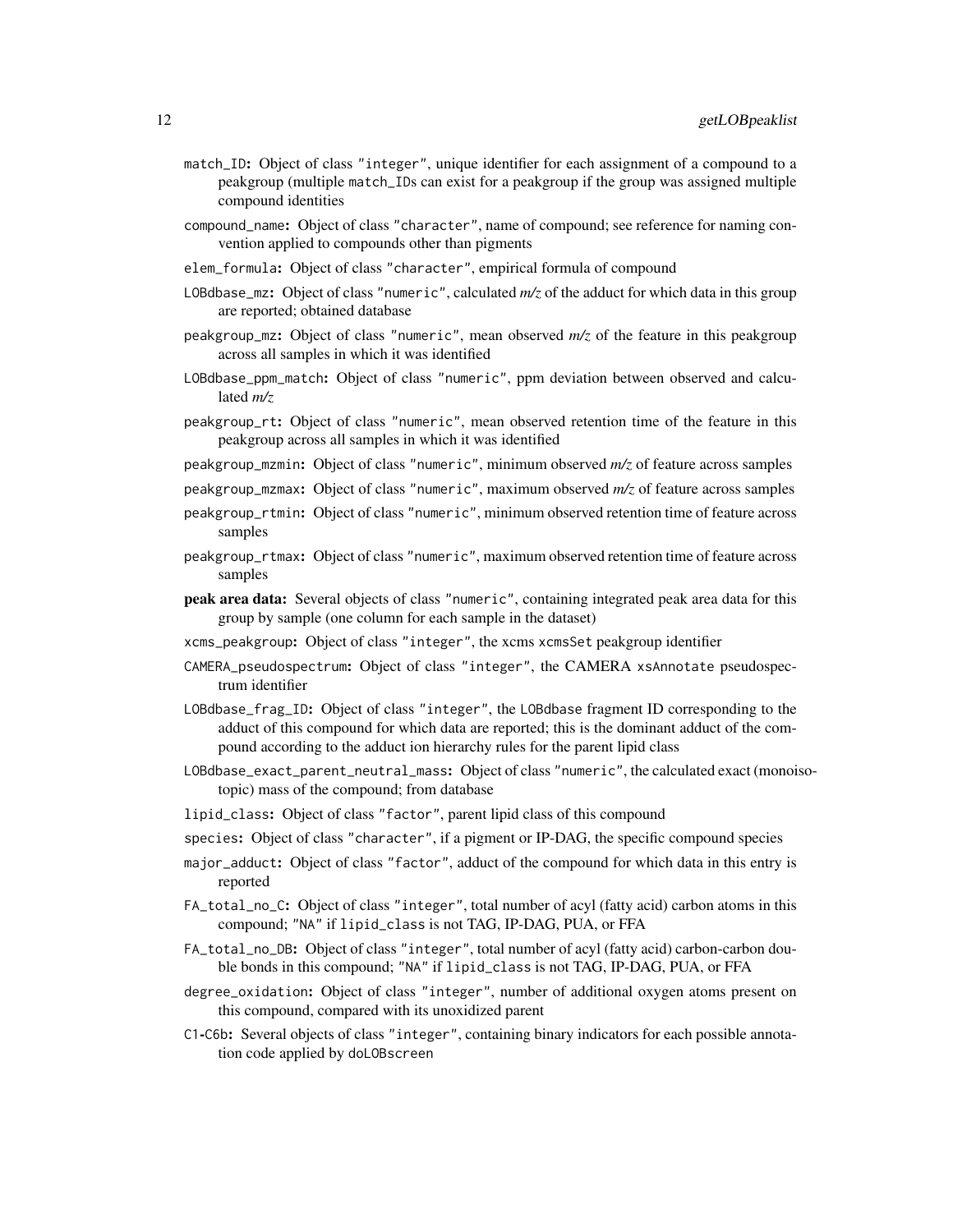match_ID: Object of class "integer", unique identifier for each assignment of a compound to a peakgroup (multiple match_IDs can exist for a peakgroup if the group was assigned multiple compound identities

compound_name: Object of class "character", name of compound; see reference for naming convention applied to compounds other than pigments

elem_formula: Object of class "character", empirical formula of compound

LOBdbase_mz: Object of class "numeric", calculated *m/z* of the adduct for which data in this group are reported; obtained database

peakgroup_mz: Object of class "numeric", mean observed *m/z* of the feature in this peakgroup across all samples in which it was identified

LOBdbase_ppm_match: Object of class "numeric", ppm deviation between observed and calculated *m/z*

peakgroup_rt: Object of class "numeric", mean observed retention time of the feature in this peakgroup across all samples in which it was identified

peakgroup_mzmin: Object of class "numeric", minimum observed *m/z* of feature across samples

peakgroup_mzmax: Object of class "numeric", maximum observed *m/z* of feature across samples

peakgroup_rtmin: Object of class "numeric", minimum observed retention time of feature across samples

peakgroup_rtmax: Object of class "numeric", maximum observed retention time of feature across samples

**peak area data:** Several objects of class "numeric", containing integrated peak area data for this group by sample (one column for each sample in the dataset)

xcms_peakgroup: Object of class "integer", the xcms xcmsSet peakgroup identifier

CAMERA_pseudospectrum: Object of class "integer", the CAMERA xsAnnotate pseudospectrum identifier

LOBdbase_frag_ID: Object of class "integer", the LOBdbase fragment ID corresponding to the adduct of this compound for which data are reported; this is the dominant adduct of the compound according to the adduct ion hierarchy rules for the parent lipid class

LOBdbase_exact_parent_neutral_mass: Object of class "numeric", the calculated exact (monoisotopic) mass of the compound; from database

lipid_class: Object of class "factor", parent lipid class of this compound

species: Object of class "character", if a pigment or IP-DAG, the specific compound species

major_adduct: Object of class "factor", adduct of the compound for which data in this entry is reported

FA_total_no_C: Object of class "integer", total number of acyl (fatty acid) carbon atoms in this compound; "NA" if lipid_class is not TAG, IP-DAG, PUA, or FFA

FA_total_no_DB: Object of class "integer", total number of acyl (fatty acid) carbon-carbon double bonds in this compound; "NA" if lipid_class is not TAG, IP-DAG, PUA, or FFA

degree_oxidation: Object of class "integer", number of additional oxygen atoms present on this compound, compared with its unoxidized parent

C1-C6b: Several objects of class "integer", containing binary indicators for each possible annotation code applied by doLOBscreen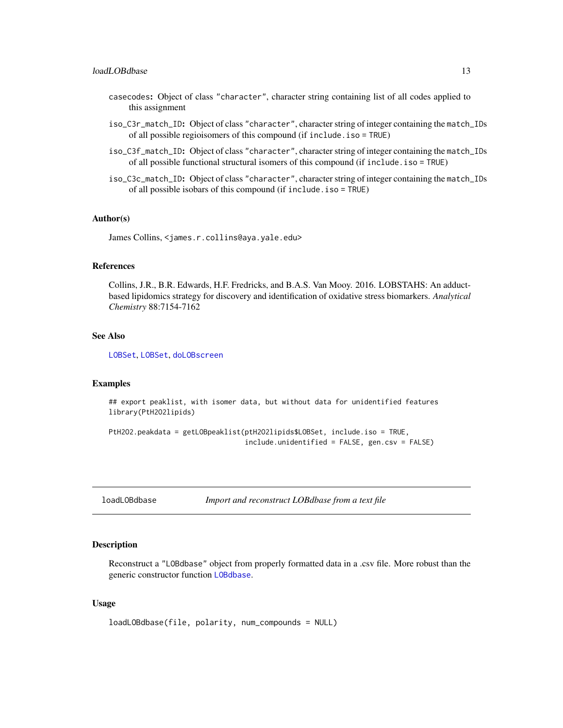- `casecodes`: Object of class `"character"`, character string containing list of all codes applied to this assignment
- `iso_C3r_match_ID`: Object of class `"character"`, character string of integer containing the `match_IDs` of all possible regioisomers of this compound (if `include.iso = TRUE`)
- `iso_C3f_match_ID`: Object of class `"character"`, character string of integer containing the `match_IDs` of all possible functional structural isomers of this compound (if `include.iso = TRUE`)
- `iso_C3c_match_ID`: Object of class `"character"`, character string of integer containing the `match_IDs` of all possible isobars of this compound (if `include.iso = TRUE`)

### Author(s)

James Collins, <james.r.collins@aya.yale.edu>

### References

Collins, J.R., B.R. Edwards, H.F. Fredricks, and B.A.S. Van Mooy. 2016. LOBSTAHS: An adduct-based lipidomics strategy for discovery and identification of oxidative stress biomarkers. *Analytical Chemistry* 88:7154-7162

### See Also

`LOBSet`, `LOBSet`, `doLOBscreen`

### Examples

```
## export peaklist, with isomer data, but without data for unidentified features
library(PtH2O2lipids)

PtH2O2.peakdata = getLOBpeaklist(ptH2O2lipids$LOBSet, include.iso = TRUE,
                                 include.unidentified = FALSE, gen.csv = FALSE)
```

---

## loadLOBdbase — *Import and reconstruct LOBdbase from a text file*

### Description

Reconstruct a `"LOBdbase"` object from properly formatted data in a .csv file. More robust than the generic constructor function `LOBdbase`.

### Usage

```
loadLOBdbase(file, polarity, num_compounds = NULL)
```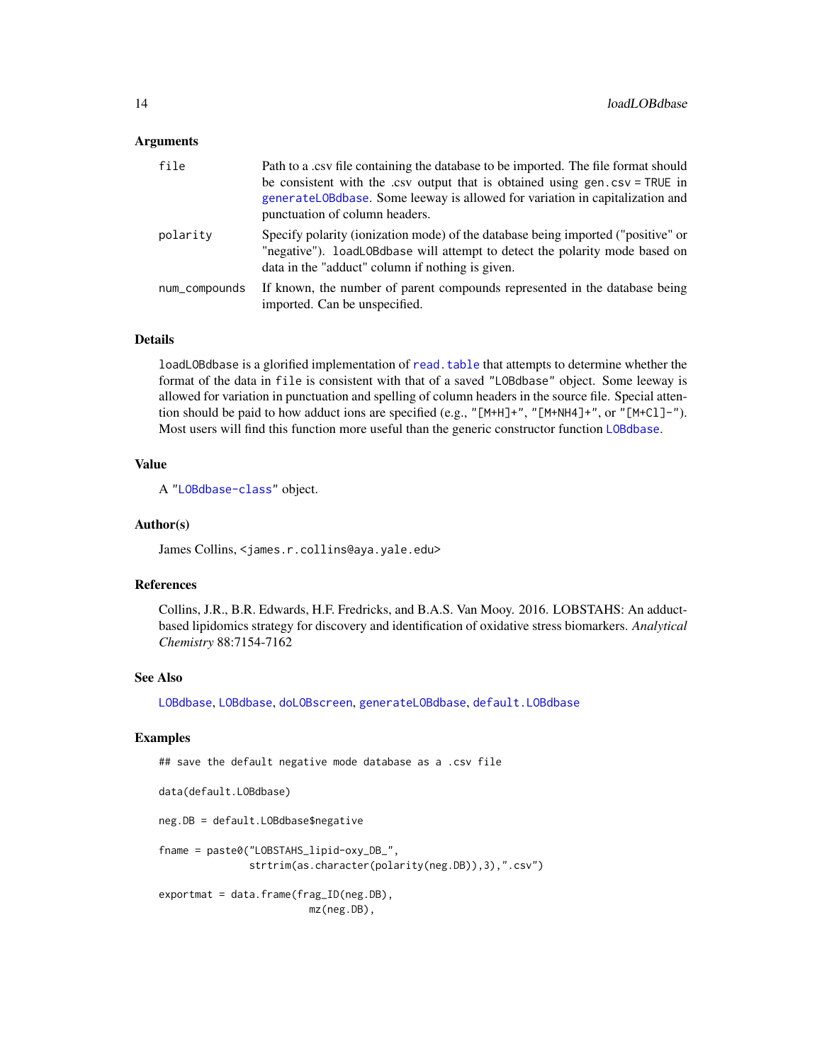### Arguments

- `file` — Path to a .csv file containing the database to be imported. The file format should be consistent with the .csv output that is obtained using `gen.csv = TRUE` in `generateLOBdbase`. Some leeway is allowed for variation in capitalization and punctuation of column headers.
- `polarity` — Specify polarity (ionization mode) of the database being imported ("positive" or "negative"). `loadLOBdbase` will attempt to detect the polarity mode based on data in the "adduct" column if nothing is given.
- `num_compounds` — If known, the number of parent compounds represented in the database being imported. Can be unspecified.

### Details

`loadLOBdbase` is a glorified implementation of `read.table` that attempts to determine whether the format of the data in `file` is consistent with that of a saved `"LOBdbase"` object. Some leeway is allowed for variation in punctuation and spelling of column headers in the source file. Special attention should be paid to how adduct ions are specified (e.g., `"[M+H]+"`, `"[M+NH4]+"`, or `"[M+Cl]-"`). Most users will find this function more useful than the generic constructor function `LOBdbase`.

### Value

A `"LOBdbase-class"` object.

### Author(s)

James Collins, <james.r.collins@aya.yale.edu>

### References

Collins, J.R., B.R. Edwards, H.F. Fredricks, and B.A.S. Van Mooy. 2016. LOBSTAHS: An adduct-based lipidomics strategy for discovery and identification of oxidative stress biomarkers. *Analytical Chemistry* 88:7154-7162

### See Also

`LOBdbase`, `LOBdbase`, `doLOBscreen`, `generateLOBdbase`, `default.LOBdbase`

### Examples

```
## save the default negative mode database as a .csv file

data(default.LOBdbase)

neg.DB = default.LOBdbase$negative

fname = paste0("LOBSTAHS_lipid-oxy_DB_",
               strtrim(as.character(polarity(neg.DB)),3),".csv")

exportmat = data.frame(frag_ID(neg.DB),
                        mz(neg.DB),
```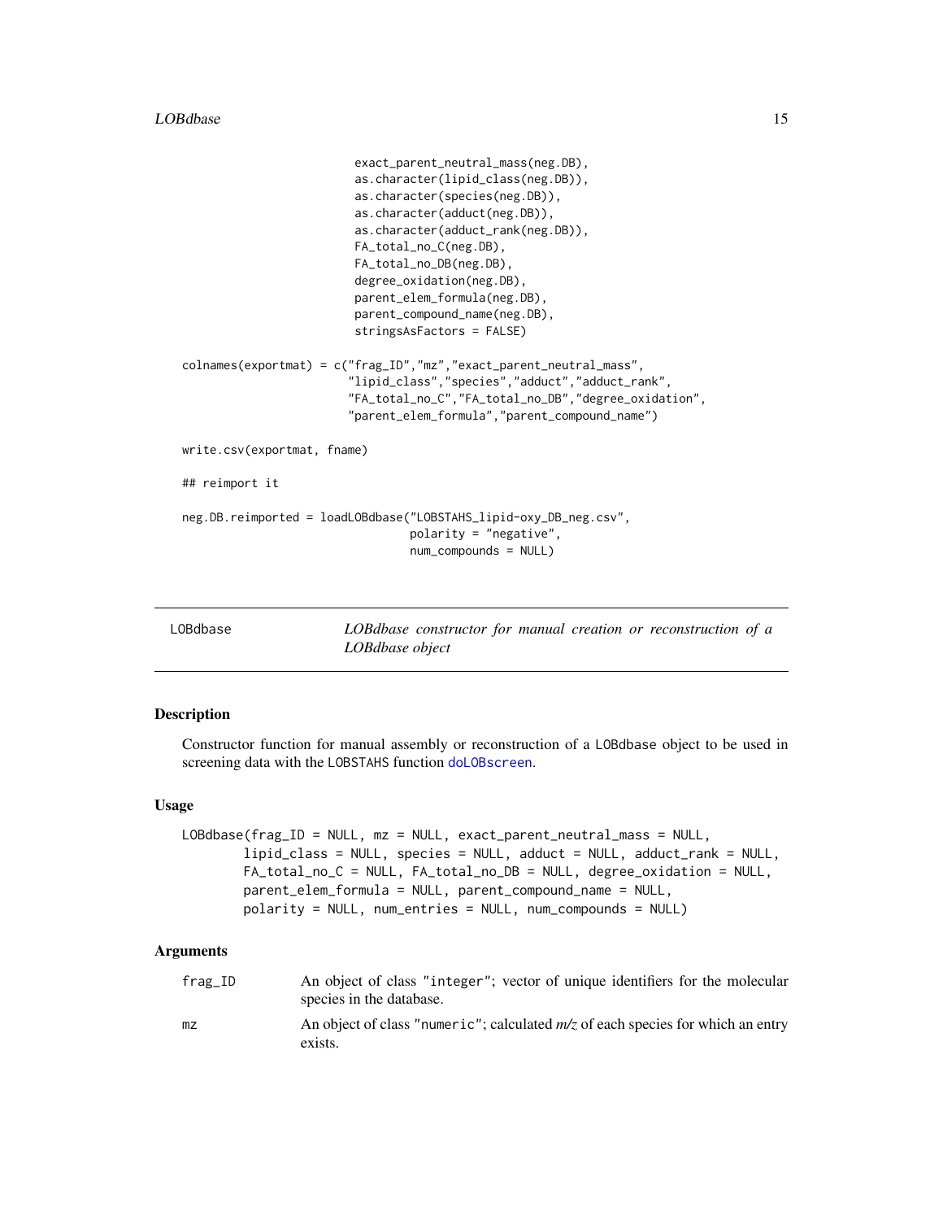```
                          exact_parent_neutral_mass(neg.DB),
                          as.character(lipid_class(neg.DB)),
                          as.character(species(neg.DB)),
                          as.character(adduct(neg.DB)),
                          as.character(adduct_rank(neg.DB)),
                          FA_total_no_C(neg.DB),
                          FA_total_no_DB(neg.DB),
                          degree_oxidation(neg.DB),
                          parent_elem_formula(neg.DB),
                          parent_compound_name(neg.DB),
                          stringsAsFactors = FALSE)

colnames(exportmat) = c("frag_ID","mz","exact_parent_neutral_mass",
                        "lipid_class","species","adduct","adduct_rank",
                        "FA_total_no_C","FA_total_no_DB","degree_oxidation",
                        "parent_elem_formula","parent_compound_name")

write.csv(exportmat, fname)

## reimport it

neg.DB.reimported = loadLOBdbase("LOBSTAHS_lipid-oxy_DB_neg.csv",
                                 polarity = "negative",
                                 num_compounds = NULL)
```

## LOBdbase — *LOBdbase constructor for manual creation or reconstruction of a LOBdbase object*

### Description

Constructor function for manual assembly or reconstruction of a LOBdbase object to be used in screening data with the LOBSTAHS function doLOBscreen.

### Usage

```
LOBdbase(frag_ID = NULL, mz = NULL, exact_parent_neutral_mass = NULL,
        lipid_class = NULL, species = NULL, adduct = NULL, adduct_rank = NULL,
        FA_total_no_C = NULL, FA_total_no_DB = NULL, degree_oxidation = NULL,
        parent_elem_formula = NULL, parent_compound_name = NULL,
        polarity = NULL, num_entries = NULL, num_compounds = NULL)
```

### Arguments

| | |
|---|---|
| frag_ID | An object of class "integer"; vector of unique identifiers for the molecular species in the database. |
| mz | An object of class "numeric"; calculated *m/z* of each species for which an entry exists. |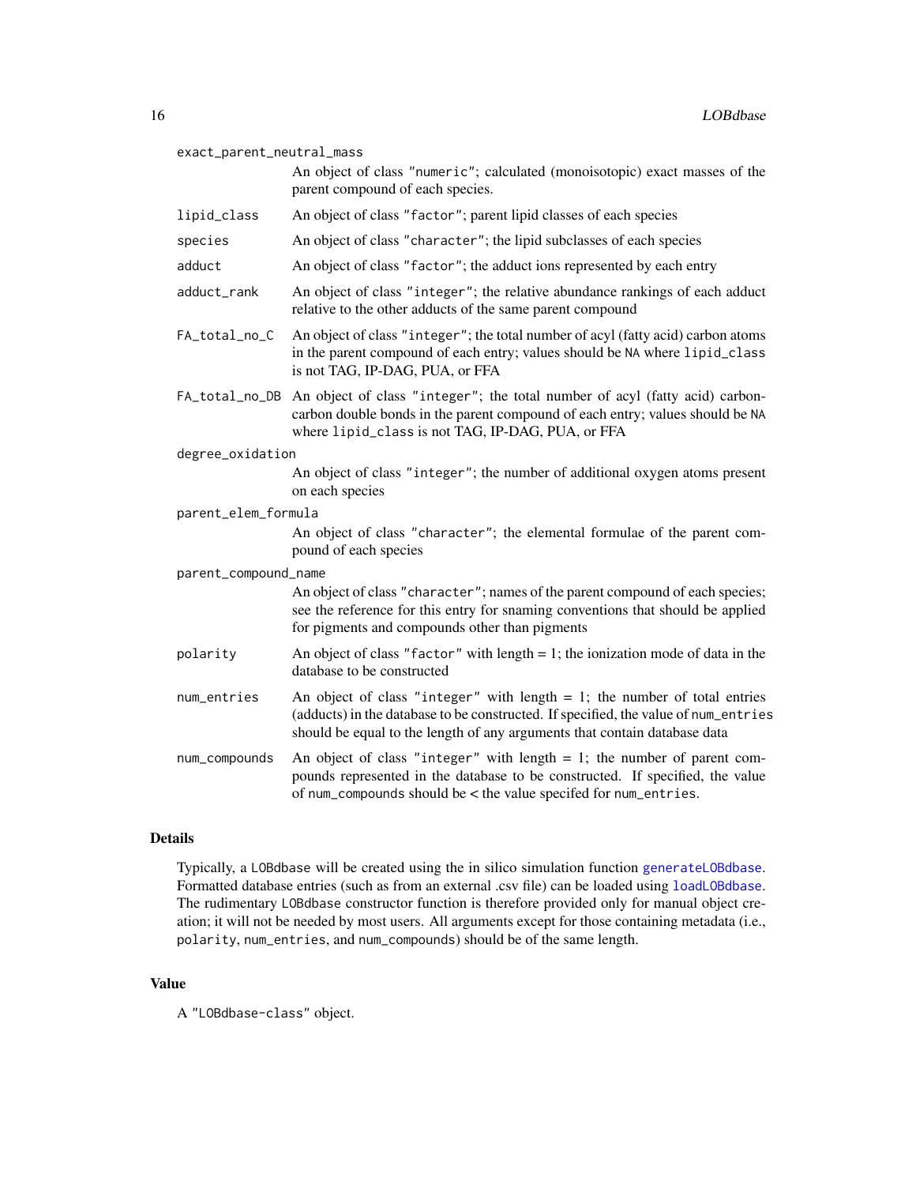`exact_parent_neutral_mass`
: An object of class "numeric"; calculated (monoisotopic) exact masses of the parent compound of each species.

`lipid_class`
: An object of class "factor"; parent lipid classes of each species

`species`
: An object of class "character"; the lipid subclasses of each species

`adduct`
: An object of class "factor"; the adduct ions represented by each entry

`adduct_rank`
: An object of class "integer"; the relative abundance rankings of each adduct relative to the other adducts of the same parent compound

`FA_total_no_C`
: An object of class "integer"; the total number of acyl (fatty acid) carbon atoms in the parent compound of each entry; values should be `NA` where `lipid_class` is not TAG, IP-DAG, PUA, or FFA

`FA_total_no_DB`
: An object of class "integer"; the total number of acyl (fatty acid) carbon-carbon double bonds in the parent compound of each entry; values should be `NA` where `lipid_class` is not TAG, IP-DAG, PUA, or FFA

`degree_oxidation`
: An object of class "integer"; the number of additional oxygen atoms present on each species

`parent_elem_formula`
: An object of class "character"; the elemental formulae of the parent compound of each species

`parent_compound_name`
: An object of class "character"; names of the parent compound of each species; see the reference for this entry for snaming conventions that should be applied for pigments and compounds other than pigments

`polarity`
: An object of class "factor" with length = 1; the ionization mode of data in the database to be constructed

`num_entries`
: An object of class "integer" with length = 1; the number of total entries (adducts) in the database to be constructed. If specified, the value of `num_entries` should be equal to the length of any arguments that contain database data

`num_compounds`
: An object of class "integer" with length = 1; the number of parent compounds represented in the database to be constructed. If specified, the value of `num_compounds` should be < the value specifed for `num_entries`.

## Details

Typically, a `LOBdbase` will be created using the in silico simulation function `generateLOBdbase`. Formatted database entries (such as from an external .csv file) can be loaded using `loadLOBdbase`. The rudimentary `LOBdbase` constructor function is therefore provided only for manual object creation; it will not be needed by most users. All arguments except for those containing metadata (i.e., `polarity`, `num_entries`, and `num_compounds`) should be of the same length.

## Value

A "`LOBdbase-class`" object.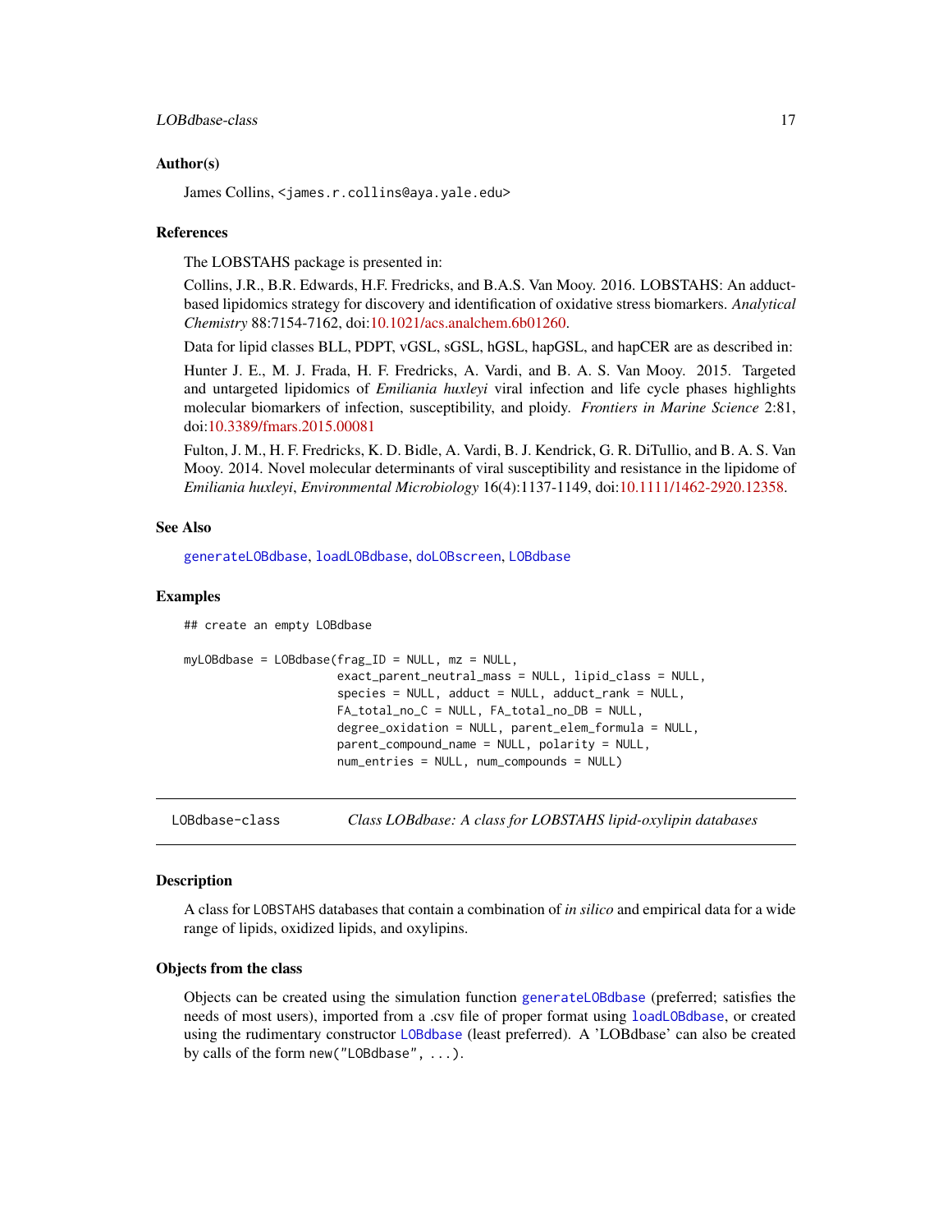### Author(s)

James Collins, <james.r.collins@aya.yale.edu>

### References

The LOBSTAHS package is presented in:

Collins, J.R., B.R. Edwards, H.F. Fredricks, and B.A.S. Van Mooy. 2016. LOBSTAHS: An adduct-based lipidomics strategy for discovery and identification of oxidative stress biomarkers. *Analytical Chemistry* 88:7154-7162, doi:10.1021/acs.analchem.6b01260.

Data for lipid classes BLL, PDPT, vGSL, sGSL, hGSL, hapGSL, and hapCER are as described in:

Hunter J. E., M. J. Frada, H. F. Fredricks, A. Vardi, and B. A. S. Van Mooy. 2015. Targeted and untargeted lipidomics of *Emiliania huxleyi* viral infection and life cycle phases highlights molecular biomarkers of infection, susceptibility, and ploidy. *Frontiers in Marine Science* 2:81, doi:10.3389/fmars.2015.00081

Fulton, J. M., H. F. Fredricks, K. D. Bidle, A. Vardi, B. J. Kendrick, G. R. DiTullio, and B. A. S. Van Mooy. 2014. Novel molecular determinants of viral susceptibility and resistance in the lipidome of *Emiliania huxleyi*, *Environmental Microbiology* 16(4):1137-1149, doi:10.1111/1462-2920.12358.

### See Also

generateLOBdbase, loadLOBdbase, doLOBscreen, LOBdbase

### Examples

```
## create an empty LOBdbase

myLOBdbase = LOBdbase(frag_ID = NULL, mz = NULL,
                      exact_parent_neutral_mass = NULL, lipid_class = NULL,
                      species = NULL, adduct = NULL, adduct_rank = NULL,
                      FA_total_no_C = NULL, FA_total_no_DB = NULL,
                      degree_oxidation = NULL, parent_elem_formula = NULL,
                      parent_compound_name = NULL, polarity = NULL,
                      num_entries = NULL, num_compounds = NULL)
```

---

## LOBdbase-class *Class LOBdbase: A class for LOBSTAHS lipid-oxylipin databases*

### Description

A class for LOBSTAHS databases that contain a combination of *in silico* and empirical data for a wide range of lipids, oxidized lipids, and oxylipins.

### Objects from the class

Objects can be created using the simulation function generateLOBdbase (preferred; satisfies the needs of most users), imported from a .csv file of proper format using loadLOBdbase, or created using the rudimentary constructor LOBdbase (least preferred). A 'LOBdbase' can also be created by calls of the form new("LOBdbase", ...).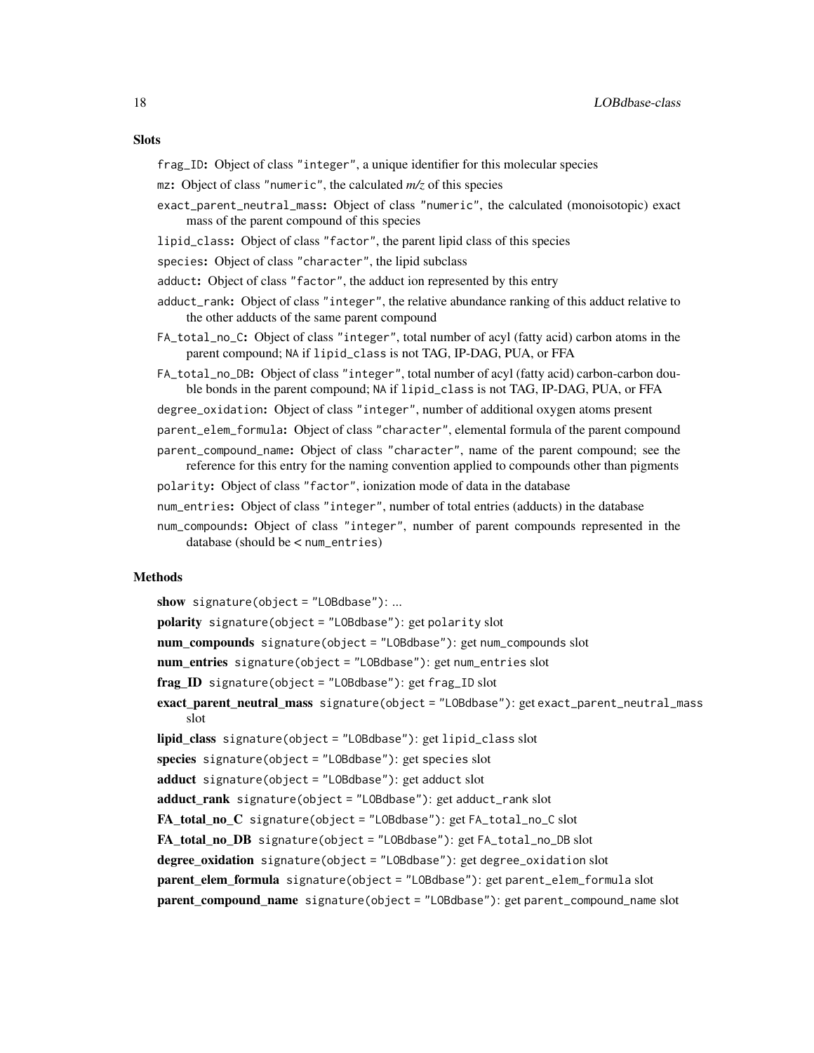## Slots

`frag_ID`: Object of class "integer", a unique identifier for this molecular species

`mz`: Object of class "numeric", the calculated *m/z* of this species

`exact_parent_neutral_mass`: Object of class "numeric", the calculated (monoisotopic) exact mass of the parent compound of this species

`lipid_class`: Object of class "factor", the parent lipid class of this species

`species`: Object of class "character", the lipid subclass

`adduct`: Object of class "factor", the adduct ion represented by this entry

`adduct_rank`: Object of class "integer", the relative abundance ranking of this adduct relative to the other adducts of the same parent compound

`FA_total_no_C`: Object of class "integer", total number of acyl (fatty acid) carbon atoms in the parent compound; `NA` if `lipid_class` is not TAG, IP-DAG, PUA, or FFA

`FA_total_no_DB`: Object of class "integer", total number of acyl (fatty acid) carbon-carbon double bonds in the parent compound; `NA` if `lipid_class` is not TAG, IP-DAG, PUA, or FFA

`degree_oxidation`: Object of class "integer", number of additional oxygen atoms present

`parent_elem_formula`: Object of class "character", elemental formula of the parent compound

`parent_compound_name`: Object of class "character", name of the parent compound; see the reference for this entry for the naming convention applied to compounds other than pigments

`polarity`: Object of class "factor", ionization mode of data in the database

`num_entries`: Object of class "integer", number of total entries (adducts) in the database

`num_compounds`: Object of class "integer", number of parent compounds represented in the database (should be < `num_entries`)

## Methods

**show** `signature(object = "LOBdbase")`: ...

**polarity** `signature(object = "LOBdbase")`: get `polarity` slot

**num_compounds** `signature(object = "LOBdbase")`: get `num_compounds` slot

**num_entries** `signature(object = "LOBdbase")`: get `num_entries` slot

**frag_ID** `signature(object = "LOBdbase")`: get `frag_ID` slot

**exact_parent_neutral_mass** `signature(object = "LOBdbase")`: get `exact_parent_neutral_mass` slot

**lipid_class** `signature(object = "LOBdbase")`: get `lipid_class` slot

**species** `signature(object = "LOBdbase")`: get `species` slot

**adduct** `signature(object = "LOBdbase")`: get `adduct` slot

**adduct_rank** `signature(object = "LOBdbase")`: get `adduct_rank` slot

**FA_total_no_C** `signature(object = "LOBdbase")`: get `FA_total_no_C` slot

**FA_total_no_DB** `signature(object = "LOBdbase")`: get `FA_total_no_DB` slot

**degree_oxidation** `signature(object = "LOBdbase")`: get `degree_oxidation` slot

**parent_elem_formula** `signature(object = "LOBdbase")`: get `parent_elem_formula` slot

**parent_compound_name** `signature(object = "LOBdbase")`: get `parent_compound_name` slot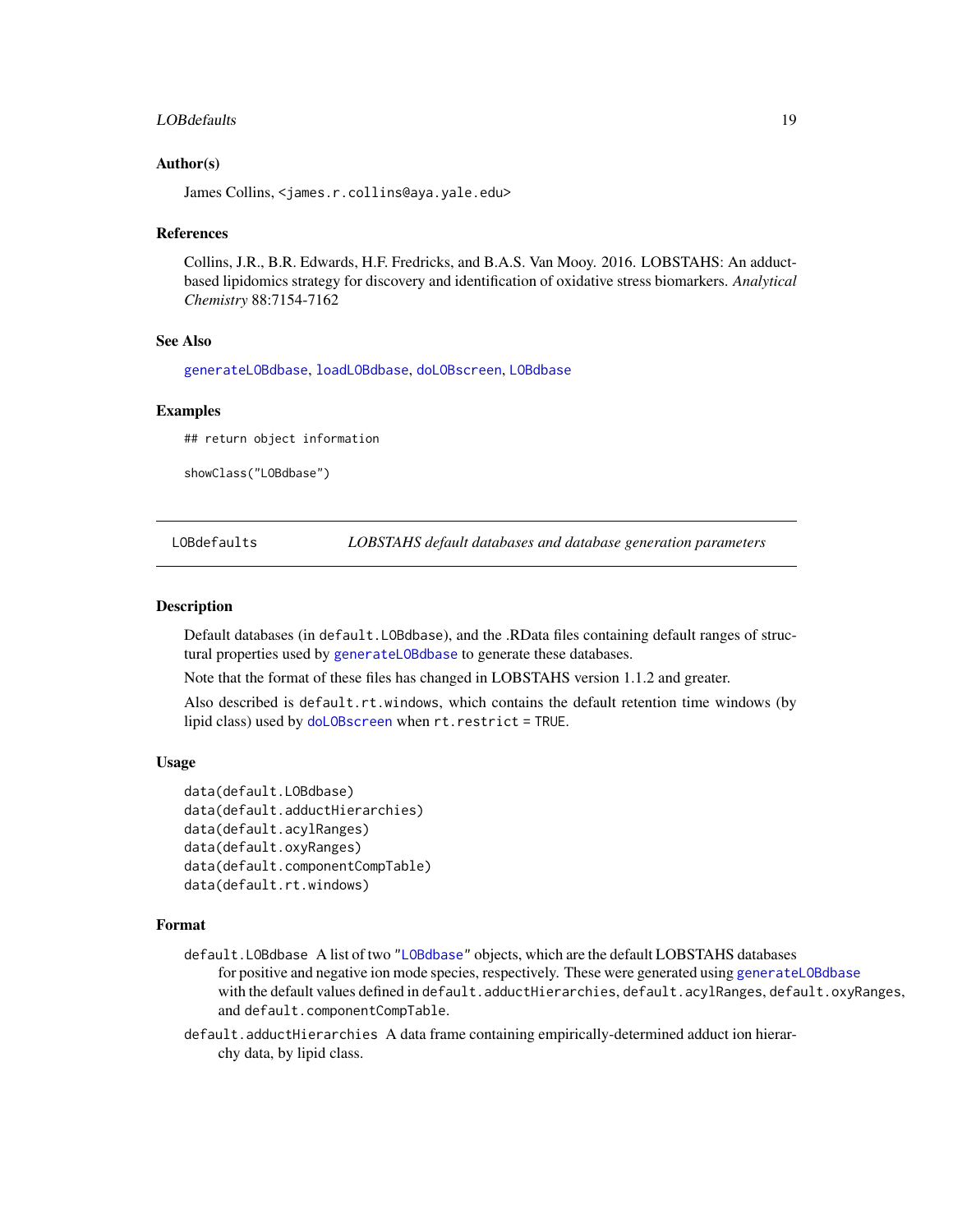### Author(s)

James Collins, <james.r.collins@aya.yale.edu>

### References

Collins, J.R., B.R. Edwards, H.F. Fredricks, and B.A.S. Van Mooy. 2016. LOBSTAHS: An adduct-based lipidomics strategy for discovery and identification of oxidative stress biomarkers. *Analytical Chemistry* 88:7154-7162

### See Also

generateLOBdbase, loadLOBdbase, doLOBscreen, LOBdbase

### Examples

```
## return object information

showClass("LOBdbase")
```

---

## LOBdefaults — *LOBSTAHS default databases and database generation parameters*

### Description

Default databases (in `default.LOBdbase`), and the .RData files containing default ranges of structural properties used by generateLOBdbase to generate these databases.

Note that the format of these files has changed in LOBSTAHS version 1.1.2 and greater.

Also described is `default.rt.windows`, which contains the default retention time windows (by lipid class) used by doLOBscreen when `rt.restrict = TRUE`.

### Usage

```
data(default.LOBdbase)
data(default.adductHierarchies)
data(default.acylRanges)
data(default.oxyRanges)
data(default.componentCompTable)
data(default.rt.windows)
```

### Format

`default.LOBdbase` A list of two "LOBdbase" objects, which are the default LOBSTAHS databases for positive and negative ion mode species, respectively. These were generated using generateLOBdbase with the default values defined in `default.adductHierarchies`, `default.acylRanges`, `default.oxyRanges`, and `default.componentCompTable`.

`default.adductHierarchies` A data frame containing empirically-determined adduct ion hierarchy data, by lipid class.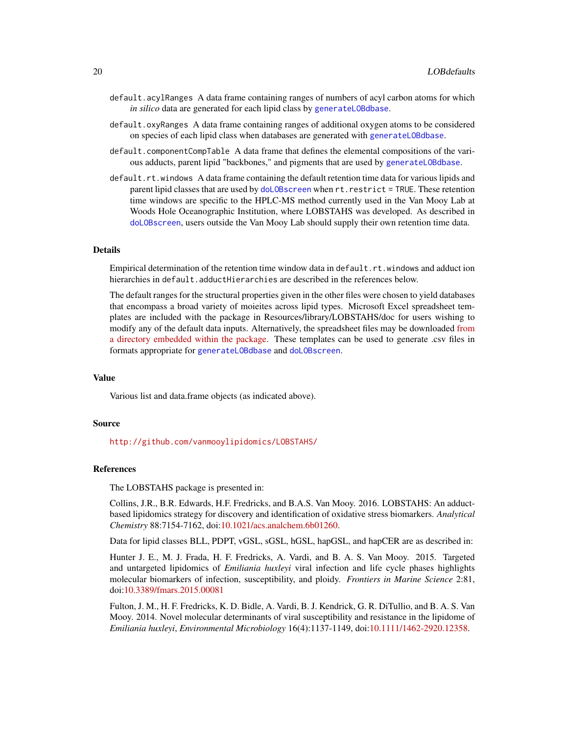default.acylRanges A data frame containing ranges of numbers of acyl carbon atoms for which *in silico* data are generated for each lipid class by generateLOBdbase.

default.oxyRanges A data frame containing ranges of additional oxygen atoms to be considered on species of each lipid class when databases are generated with generateLOBdbase.

default.componentCompTable A data frame that defines the elemental compositions of the various adducts, parent lipid "backbones," and pigments that are used by generateLOBdbase.

default.rt.windows A data frame containing the default retention time data for various lipids and parent lipid classes that are used by doLOBscreen when rt.restrict = TRUE. These retention time windows are specific to the HPLC-MS method currently used in the Van Mooy Lab at Woods Hole Oceanographic Institution, where LOBSTAHS was developed. As described in doLOBscreen, users outside the Van Mooy Lab should supply their own retention time data.

## Details

Empirical determination of the retention time window data in default.rt.windows and adduct ion hierarchies in default.adductHierarchies are described in the references below.

The default ranges for the structural properties given in the other files were chosen to yield databases that encompass a broad variety of moieites across lipid types. Microsoft Excel spreadsheet templates are included with the package in Resources/library/LOBSTAHS/doc for users wishing to modify any of the default data inputs. Alternatively, the spreadsheet files may be downloaded from a directory embedded within the package. These templates can be used to generate .csv files in formats appropriate for generateLOBdbase and doLOBscreen.

## Value

Various list and data.frame objects (as indicated above).

## Source

http://github.com/vanmooylipidomics/LOBSTAHS/

## References

The LOBSTAHS package is presented in:

Collins, J.R., B.R. Edwards, H.F. Fredricks, and B.A.S. Van Mooy. 2016. LOBSTAHS: An adduct-based lipidomics strategy for discovery and identification of oxidative stress biomarkers. *Analytical Chemistry* 88:7154-7162, doi:10.1021/acs.analchem.6b01260.

Data for lipid classes BLL, PDPT, vGSL, sGSL, hGSL, hapGSL, and hapCER are as described in:

Hunter J. E., M. J. Frada, H. F. Fredricks, A. Vardi, and B. A. S. Van Mooy. 2015. Targeted and untargeted lipidomics of *Emiliania huxleyi* viral infection and life cycle phases highlights molecular biomarkers of infection, susceptibility, and ploidy. *Frontiers in Marine Science* 2:81, doi:10.3389/fmars.2015.00081

Fulton, J. M., H. F. Fredricks, K. D. Bidle, A. Vardi, B. J. Kendrick, G. R. DiTullio, and B. A. S. Van Mooy. 2014. Novel molecular determinants of viral susceptibility and resistance in the lipidome of *Emiliania huxleyi*, *Environmental Microbiology* 16(4):1137-1149, doi:10.1111/1462-2920.12358.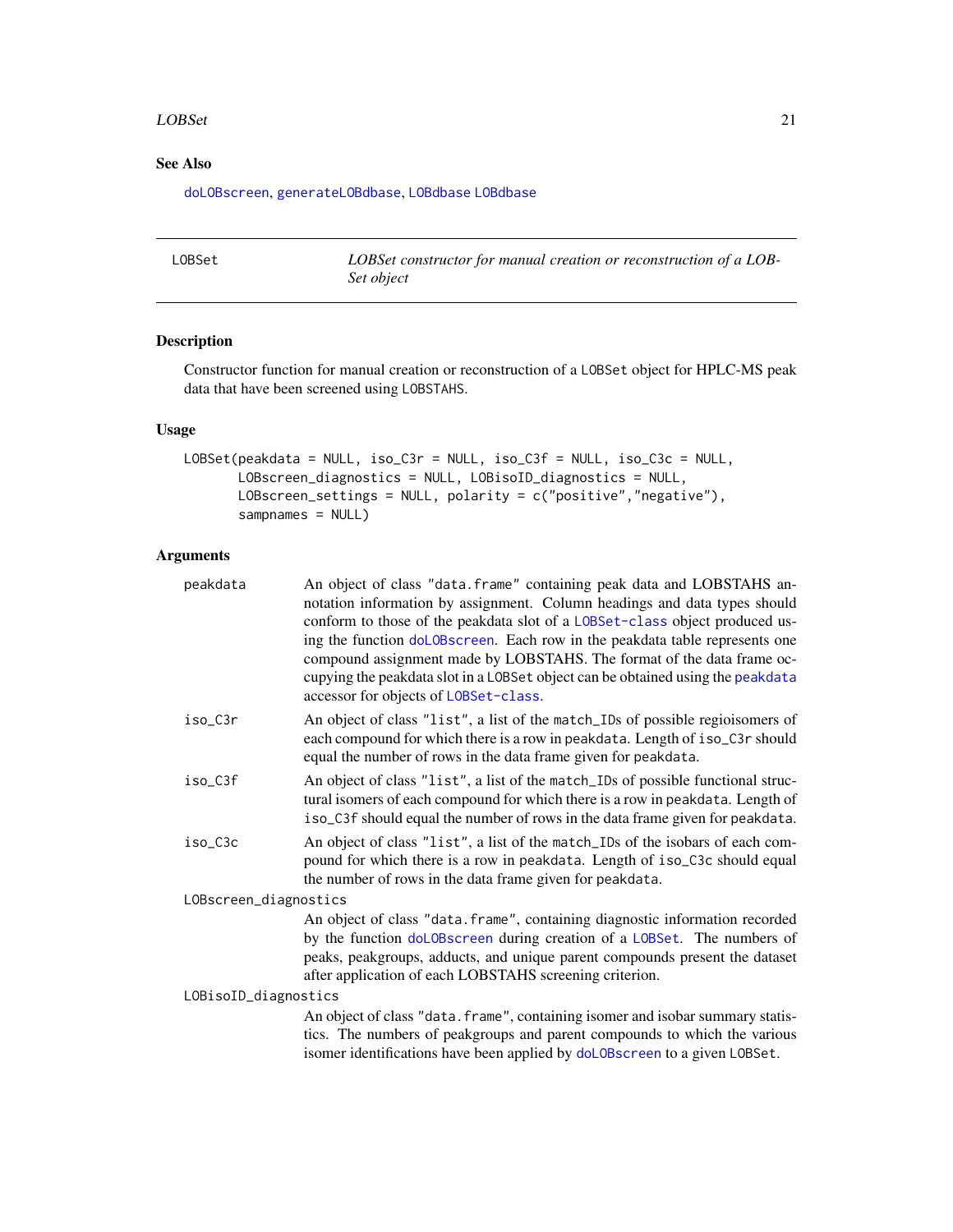## See Also

doLOBscreen, generateLOBdbase, LOBdbase LOBdbase

---

## LOBSet

*LOBSet constructor for manual creation or reconstruction of a LOBSet object*

### Description

Constructor function for manual creation or reconstruction of a LOBSet object for HPLC-MS peak data that have been screened using LOBSTAHS.

### Usage

```
LOBSet(peakdata = NULL, iso_C3r = NULL, iso_C3f = NULL, iso_C3c = NULL,
       LOBscreen_diagnostics = NULL, LOBisoID_diagnostics = NULL,
       LOBscreen_settings = NULL, polarity = c("positive","negative"),
       sampnames = NULL)
```

### Arguments

**peakdata** — An object of class "data.frame" containing peak data and LOBSTAHS annotation information by assignment. Column headings and data types should conform to those of the peakdata slot of a LOBSet-class object produced using the function doLOBscreen. Each row in the peakdata table represents one compound assignment made by LOBSTAHS. The format of the data frame occupying the peakdata slot in a LOBSet object can be obtained using the peakdata accessor for objects of LOBSet-class.

**iso_C3r** — An object of class "list", a list of the match_IDs of possible regioisomers of each compound for which there is a row in peakdata. Length of iso_C3r should equal the number of rows in the data frame given for peakdata.

**iso_C3f** — An object of class "list", a list of the match_IDs of possible functional structural isomers of each compound for which there is a row in peakdata. Length of iso_C3f should equal the number of rows in the data frame given for peakdata.

**iso_C3c** — An object of class "list", a list of the match_IDs of the isobars of each compound for which there is a row in peakdata. Length of iso_C3c should equal the number of rows in the data frame given for peakdata.

**LOBscreen_diagnostics** — An object of class "data.frame", containing diagnostic information recorded by the function doLOBscreen during creation of a LOBSet. The numbers of peaks, peakgroups, adducts, and unique parent compounds present the dataset after application of each LOBSTAHS screening criterion.

**LOBisoID_diagnostics** — An object of class "data.frame", containing isomer and isobar summary statistics. The numbers of peakgroups and parent compounds to which the various isomer identifications have been applied by doLOBscreen to a given LOBSet.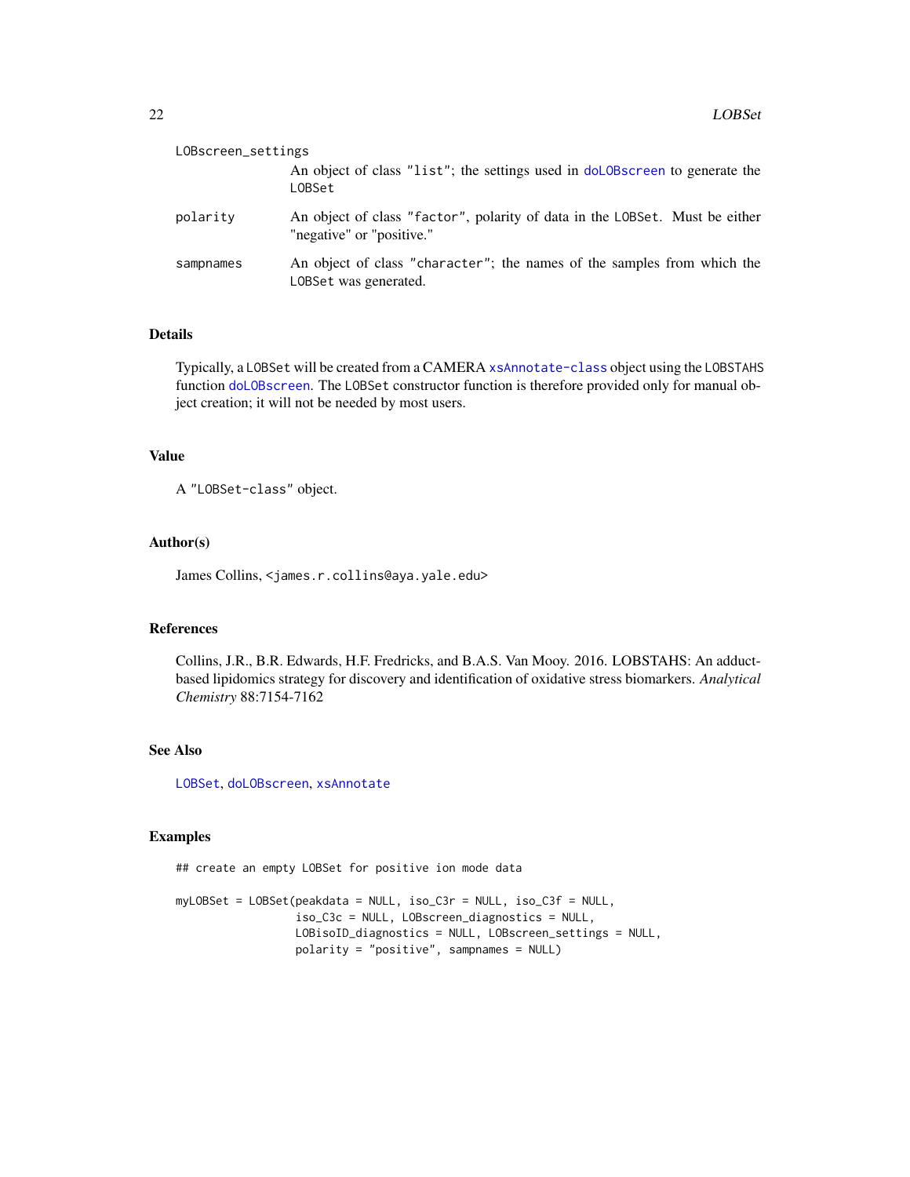LOBscreen_settings
: An object of class "list"; the settings used in doLOBscreen to generate the LOBSet

polarity
: An object of class "factor", polarity of data in the LOBSet. Must be either "negative" or "positive."

sampnames
: An object of class "character"; the names of the samples from which the LOBSet was generated.

## Details

Typically, a LOBSet will be created from a CAMERA xsAnnotate-class object using the LOBSTAHS function doLOBscreen. The LOBSet constructor function is therefore provided only for manual object creation; it will not be needed by most users.

## Value

A "LOBSet-class" object.

## Author(s)

James Collins, <james.r.collins@aya.yale.edu>

## References

Collins, J.R., B.R. Edwards, H.F. Fredricks, and B.A.S. Van Mooy. 2016. LOBSTAHS: An adduct-based lipidomics strategy for discovery and identification of oxidative stress biomarkers. *Analytical Chemistry* 88:7154-7162

## See Also

LOBSet, doLOBscreen, xsAnnotate

## Examples

```
## create an empty LOBSet for positive ion mode data

myLOBSet = LOBSet(peakdata = NULL, iso_C3r = NULL, iso_C3f = NULL,
                  iso_C3c = NULL, LOBscreen_diagnostics = NULL,
                  LOBisoID_diagnostics = NULL, LOBscreen_settings = NULL,
                  polarity = "positive", sampnames = NULL)
```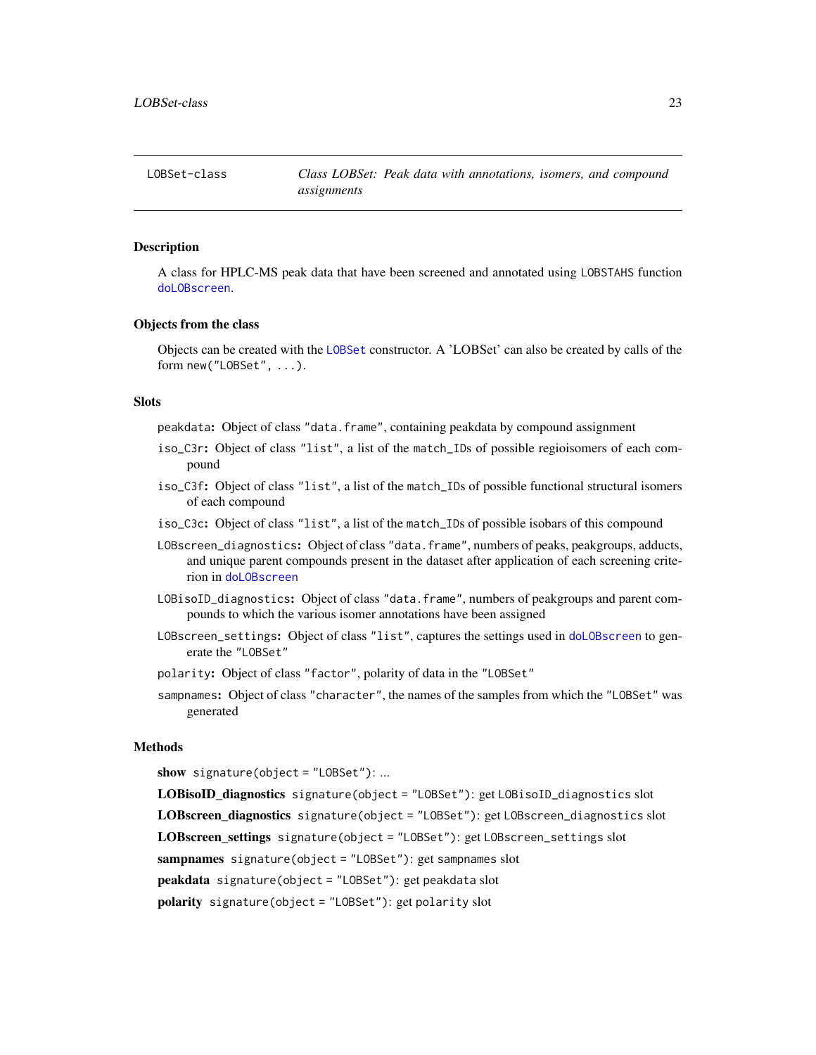LOBSet-class *Class LOBSet: Peak data with annotations, isomers, and compound assignments*

## Description

A class for HPLC-MS peak data that have been screened and annotated using LOBSTAHS function doLOBscreen.

## Objects from the class

Objects can be created with the LOBSet constructor. A 'LOBSet' can also be created by calls of the form new("LOBSet", ...).

## Slots

- peakdata**:** Object of class "data.frame", containing peakdata by compound assignment
- iso_C3r**:** Object of class "list", a list of the match_IDs of possible regioisomers of each compound
- iso_C3f**:** Object of class "list", a list of the match_IDs of possible functional structural isomers of each compound
- iso_C3c**:** Object of class "list", a list of the match_IDs of possible isobars of this compound
- LOBscreen_diagnostics**:** Object of class "data.frame", numbers of peaks, peakgroups, adducts, and unique parent compounds present in the dataset after application of each screening criterion in doLOBscreen
- LOBisoID_diagnostics**:** Object of class "data.frame", numbers of peakgroups and parent compounds to which the various isomer annotations have been assigned
- LOBscreen_settings**:** Object of class "list", captures the settings used in doLOBscreen to generate the "LOBSet"
- polarity**:** Object of class "factor", polarity of data in the "LOBSet"
- sampnames**:** Object of class "character", the names of the samples from which the "LOBSet" was generated

## Methods

- **show** signature(object = "LOBSet"): ...
- **LOBisoID_diagnostics** signature(object = "LOBSet"): get LOBisoID_diagnostics slot
- **LOBscreen_diagnostics** signature(object = "LOBSet"): get LOBscreen_diagnostics slot
- **LOBscreen_settings** signature(object = "LOBSet"): get LOBscreen_settings slot
- **sampnames** signature(object = "LOBSet"): get sampnames slot
- **peakdata** signature(object = "LOBSet"): get peakdata slot
- **polarity** signature(object = "LOBSet"): get polarity slot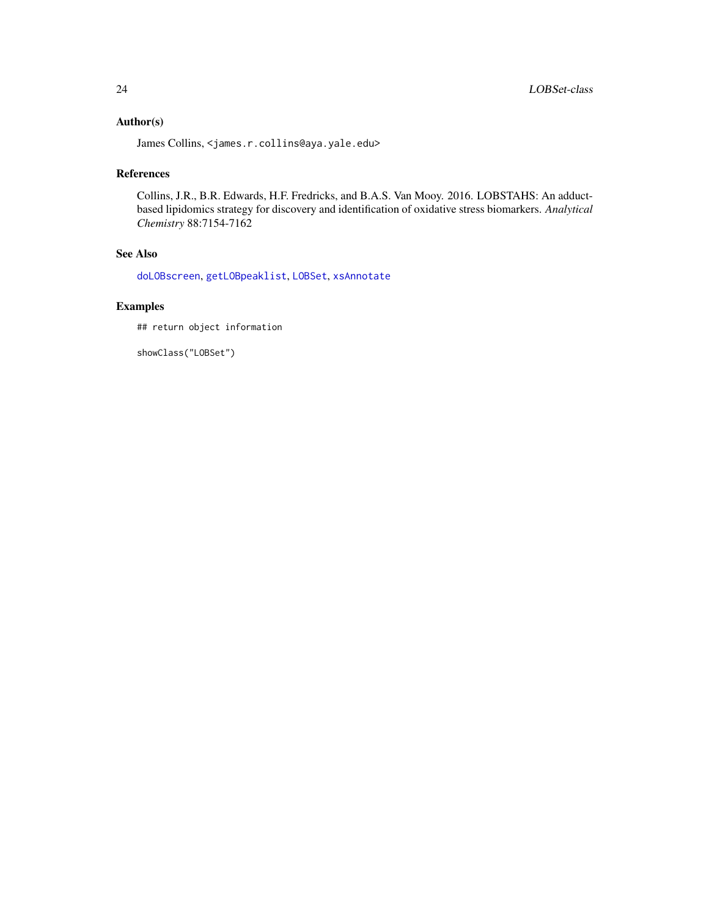### Author(s)

James Collins, <james.r.collins@aya.yale.edu>

### References

Collins, J.R., B.R. Edwards, H.F. Fredricks, and B.A.S. Van Mooy. 2016. LOBSTAHS: An adduct-based lipidomics strategy for discovery and identification of oxidative stress biomarkers. *Analytical Chemistry* 88:7154-7162

### See Also

doLOBscreen, getLOBpeaklist, LOBSet, xsAnnotate

### Examples

```
## return object information

showClass("LOBSet")
```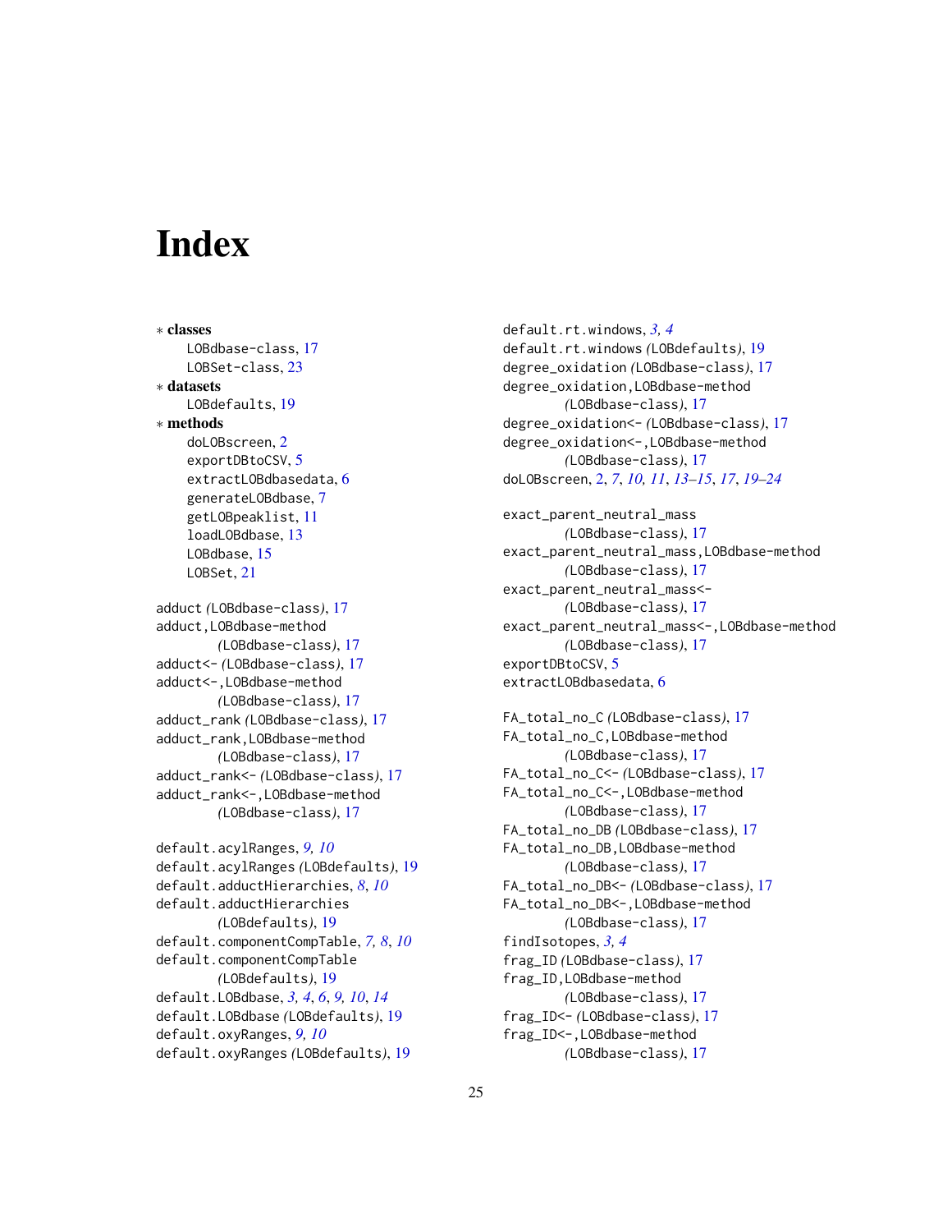# Index

∗ **classes**
  LOBdbase-class, 17
  LOBSet-class, 23
∗ **datasets**
  LOBdefaults, 19
∗ **methods**
  doLOBscreen, 2
  exportDBtoCSV, 5
  extractLOBdbasedata, 6
  generateLOBdbase, 7
  getLOBpeaklist, 11
  loadLOBdbase, 13
  LOBdbase, 15
  LOBSet, 21

adduct *(*LOBdbase-class*)*, 17
adduct,LOBdbase-method
    *(*LOBdbase-class*)*, 17
adduct<- *(*LOBdbase-class*)*, 17
adduct<-,LOBdbase-method
    *(*LOBdbase-class*)*, 17
adduct_rank *(*LOBdbase-class*)*, 17
adduct_rank,LOBdbase-method
    *(*LOBdbase-class*)*, 17
adduct_rank<- *(*LOBdbase-class*)*, 17
adduct_rank<-,LOBdbase-method
    *(*LOBdbase-class*)*, 17

default.acylRanges, *9, 10*
default.acylRanges *(*LOBdefaults*)*, 19
default.adductHierarchies, *8*, *10*
default.adductHierarchies
    *(*LOBdefaults*)*, 19
default.componentCompTable, *7*, *8*, *10*
default.componentCompTable
    *(*LOBdefaults*)*, 19
default.LOBdbase, *3*, *4*, *6*, *9*, *10*, *14*
default.LOBdbase *(*LOBdefaults*)*, 19
default.oxyRanges, *9, 10*
default.oxyRanges *(*LOBdefaults*)*, 19
default.rt.windows, *3, 4*
default.rt.windows *(*LOBdefaults*)*, 19
degree_oxidation *(*LOBdbase-class*)*, 17
degree_oxidation,LOBdbase-method
    *(*LOBdbase-class*)*, 17
degree_oxidation<- *(*LOBdbase-class*)*, 17
degree_oxidation<-,LOBdbase-method
    *(*LOBdbase-class*)*, 17
doLOBscreen, 2, *7*, *10*, *11*, *13–15*, *17*, *19–24*

exact_parent_neutral_mass
    *(*LOBdbase-class*)*, 17
exact_parent_neutral_mass,LOBdbase-method
    *(*LOBdbase-class*)*, 17
exact_parent_neutral_mass<-
    *(*LOBdbase-class*)*, 17
exact_parent_neutral_mass<-,LOBdbase-method
    *(*LOBdbase-class*)*, 17
exportDBtoCSV, 5
extractLOBdbasedata, 6

FA_total_no_C *(*LOBdbase-class*)*, 17
FA_total_no_C,LOBdbase-method
    *(*LOBdbase-class*)*, 17
FA_total_no_C<- *(*LOBdbase-class*)*, 17
FA_total_no_C<-,LOBdbase-method
    *(*LOBdbase-class*)*, 17
FA_total_no_DB *(*LOBdbase-class*)*, 17
FA_total_no_DB,LOBdbase-method
    *(*LOBdbase-class*)*, 17
FA_total_no_DB<- *(*LOBdbase-class*)*, 17
FA_total_no_DB<-,LOBdbase-method
    *(*LOBdbase-class*)*, 17
findIsotopes, *3, 4*
frag_ID *(*LOBdbase-class*)*, 17
frag_ID,LOBdbase-method
    *(*LOBdbase-class*)*, 17
frag_ID<- *(*LOBdbase-class*)*, 17
frag_ID<-,LOBdbase-method
    *(*LOBdbase-class*)*, 17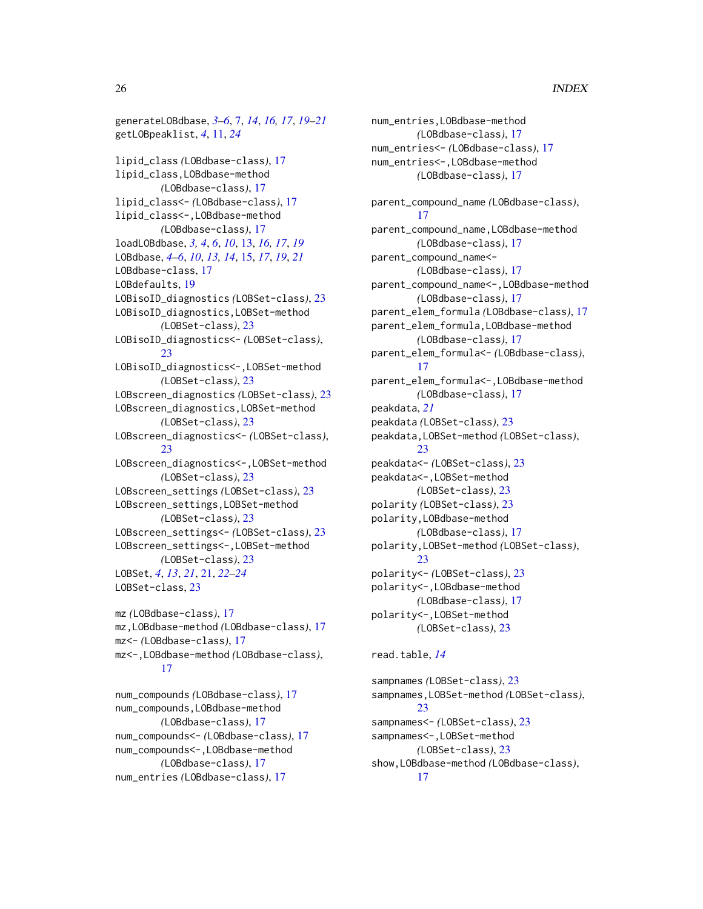generateLOBdbase, *3–6*, 7, *14*, *16, 17*, *19–21*
getLOBpeaklist, *4*, 11, *24*

lipid_class *(*LOBdbase-class*)*, 17
lipid_class,LOBdbase-method
*(*LOBdbase-class*)*, 17
lipid_class<- *(*LOBdbase-class*)*, 17
lipid_class<-,LOBdbase-method
*(*LOBdbase-class*)*, 17
loadLOBdbase, *3, 4*, *6*, *10*, 13, *16*, *17*, *19*
LOBdbase, *4–6*, *10*, *13, 14*, 15, *17*, *19*, *21*
LOBdbase-class, 17
LOBdefaults, 19
LOBisoID_diagnostics *(*LOBSet-class*)*, 23
LOBisoID_diagnostics,LOBSet-method
*(*LOBSet-class*)*, 23
LOBisoID_diagnostics<- *(*LOBSet-class*)*,
23
LOBisoID_diagnostics<-,LOBSet-method
*(*LOBSet-class*)*, 23
LOBscreen_diagnostics *(*LOBSet-class*)*, 23
LOBscreen_diagnostics,LOBSet-method
*(*LOBSet-class*)*, 23
LOBscreen_diagnostics<- *(*LOBSet-class*)*,
23
LOBscreen_diagnostics<-,LOBSet-method
*(*LOBSet-class*)*, 23
LOBscreen_settings *(*LOBSet-class*)*, 23
LOBscreen_settings,LOBSet-method
*(*LOBSet-class*)*, 23
LOBscreen_settings<- *(*LOBSet-class*)*, 23
LOBscreen_settings<-,LOBSet-method
*(*LOBSet-class*)*, 23
LOBSet, *4*, *13*, *21*, 21, *22–24*
LOBSet-class, 23

mz *(*LOBdbase-class*)*, 17
mz,LOBdbase-method *(*LOBdbase-class*)*, 17
mz<- *(*LOBdbase-class*)*, 17
mz<-,LOBdbase-method *(*LOBdbase-class*)*,
17

num_compounds *(*LOBdbase-class*)*, 17
num_compounds,LOBdbase-method
*(*LOBdbase-class*)*, 17
num_compounds<- *(*LOBdbase-class*)*, 17
num_compounds<-,LOBdbase-method
*(*LOBdbase-class*)*, 17
num_entries *(*LOBdbase-class*)*, 17
num_entries,LOBdbase-method
*(*LOBdbase-class*)*, 17
num_entries<- *(*LOBdbase-class*)*, 17
num_entries<-,LOBdbase-method
*(*LOBdbase-class*)*, 17

parent_compound_name *(*LOBdbase-class*)*,
17
parent_compound_name,LOBdbase-method
*(*LOBdbase-class*)*, 17
parent_compound_name<-
*(*LOBdbase-class*)*, 17
parent_compound_name<-,LOBdbase-method
*(*LOBdbase-class*)*, 17
parent_elem_formula *(*LOBdbase-class*)*, 17
parent_elem_formula,LOBdbase-method
*(*LOBdbase-class*)*, 17
parent_elem_formula<- *(*LOBdbase-class*)*,
17
parent_elem_formula<-,LOBdbase-method
*(*LOBdbase-class*)*, 17
peakdata, *21*
peakdata *(*LOBSet-class*)*, 23
peakdata,LOBSet-method *(*LOBSet-class*)*,
23
peakdata<- *(*LOBSet-class*)*, 23
peakdata<-,LOBSet-method
*(*LOBSet-class*)*, 23
polarity *(*LOBSet-class*)*, 23
polarity,LOBdbase-method
*(*LOBdbase-class*)*, 17
polarity,LOBSet-method *(*LOBSet-class*)*,
23
polarity<- *(*LOBSet-class*)*, 23
polarity<-,LOBdbase-method
*(*LOBdbase-class*)*, 17
polarity<-,LOBSet-method
*(*LOBSet-class*)*, 23

read.table, *14*

sampnames *(*LOBSet-class*)*, 23
sampnames,LOBSet-method *(*LOBSet-class*)*,
23
sampnames<- *(*LOBSet-class*)*, 23
sampnames<-,LOBSet-method
*(*LOBSet-class*)*, 23
show,LOBdbase-method *(*LOBdbase-class*)*,
17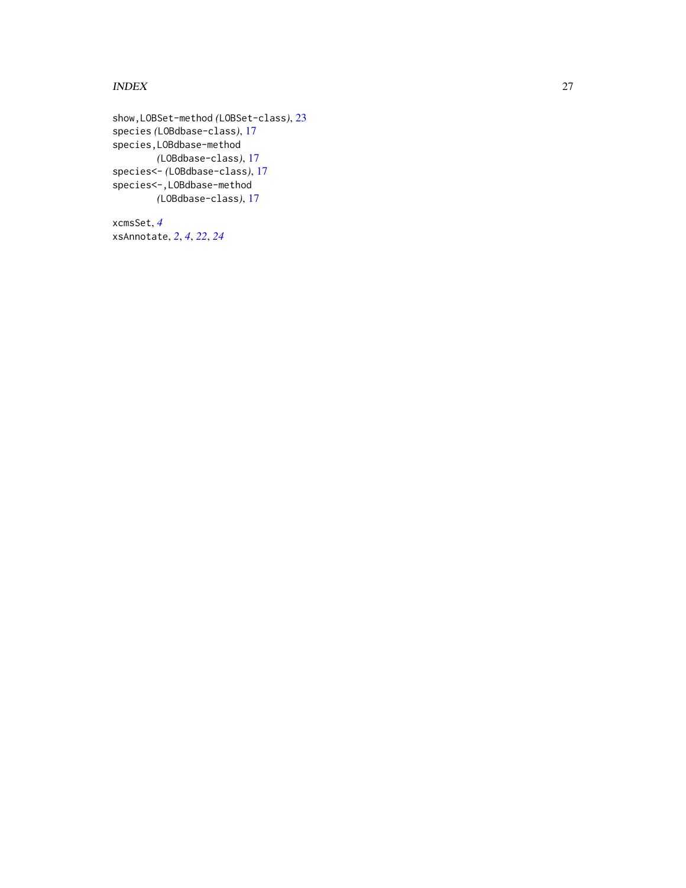show,LOBSet-method *(*LOBSet-class*)*, 23
species *(*LOBdbase-class*)*, 17
species,LOBdbase-method
        *(*LOBdbase-class*)*, 17
species<- *(*LOBdbase-class*)*, 17
species<-,LOBdbase-method
        *(*LOBdbase-class*)*, 17

xcmsSet, *4*
xsAnnotate, *2*, *4*, *22*, *24*